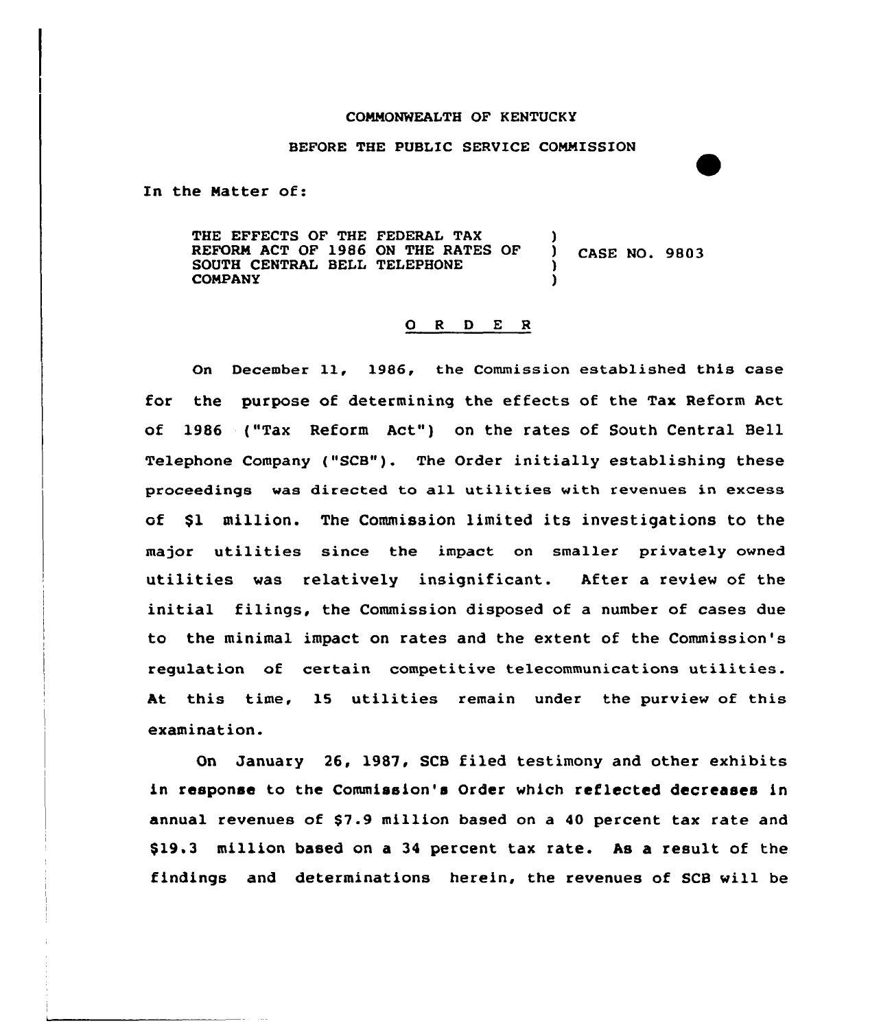COMMONWEALTH OF KENTUCKY

BEFORE THE PUBLIC SERVICE COMMISSION

In the Matter of:

THE EFFECTS OF THE FEDERAL TAX REFORM ACT OF 1986 ON THE RATES OF SOUTH CENTRAL BELL TELEPHONE COMPANY ) CASE NO. 9803

O R D E R

On December 11, 1986, the Commission established this case for the purpose of determining the effects of the Tax Reform Act of 1986 ("Tax Reform Act") on the rates of South Central Bell Telephone Company ("SCB"). The Order initially establishing these proceedings was directed to all utilities with revenues in excess of $1 million. The Commission limited its investigations to the major utilities since the impact on smaller privately owned utilities was relatively insignificant. After a review of the initial filings, the Commission disposed of a number of cases due to the minimal impact on rates and the extent of the Commission's regulation of certain competitive telecommunications utilities. At this time, 15 utilities remain under the purview of this examination.

On January 26, 1987, SCB filed testimony and other exhibits in response to the Commission's Order which reflected decreases in annual revenues of $7.9 million based on a 40 percent tax rate and $19.3 million based on a 34 percent tax rate. As a result of the findings and determinations herein, the revenues of SCB will be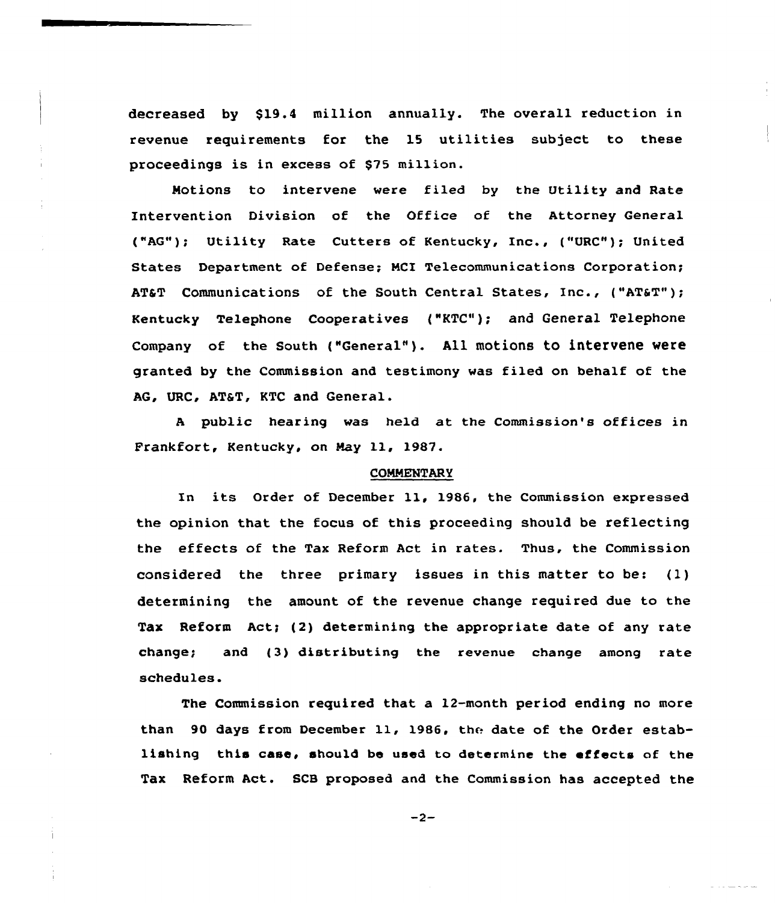decreased by $19.4 million annually. The overall reduction in revenue requirements for the 15 utilities subject to these proceedings is in excess of $75 million.

Motions to intervene were filed by the Utility and Rate Intervention Division of the Office of the Attorney General ("AG"); Utility Rate Cutters of Kentucky, Inc., ("URC"); United States Department of Defense; MCI Telecommunications Corporation; AT&T Communications of the South Central States, Inc., ("AT&T"); Kentucky Telephone Cooperatives ("KTC"); and General Telephone Company of the South ("General"). All motions to intervene were granted by the Commission and testimony was filed on behalf of the AG, URC, AT&T, KTC and General.

A public hearing was held at the Commission's offices in Frankfort, Kentucky, on May 11, 1987.

## COMMENTARY

In its Order of December 11, 1986, the Commission expressed the opinion that the focus of this proceeding should be reflecting the effects of the Tax Reform Act in rates. Thus, the Commission considered the three primary issues in this matter to be: (1) determining the amount of the revenue change required due to the Tax Reform Act; (2) determining the appropriate date of any rate change; and (3) distributing the revenue change among rate schedules.

The Commission required that a 12-month period ending no more than 90 days from December 11, 1986, the date of the Order establishing this case, should be used to determine the effects of the Tax Reform Act. SCB proposed and the Commission has accepted the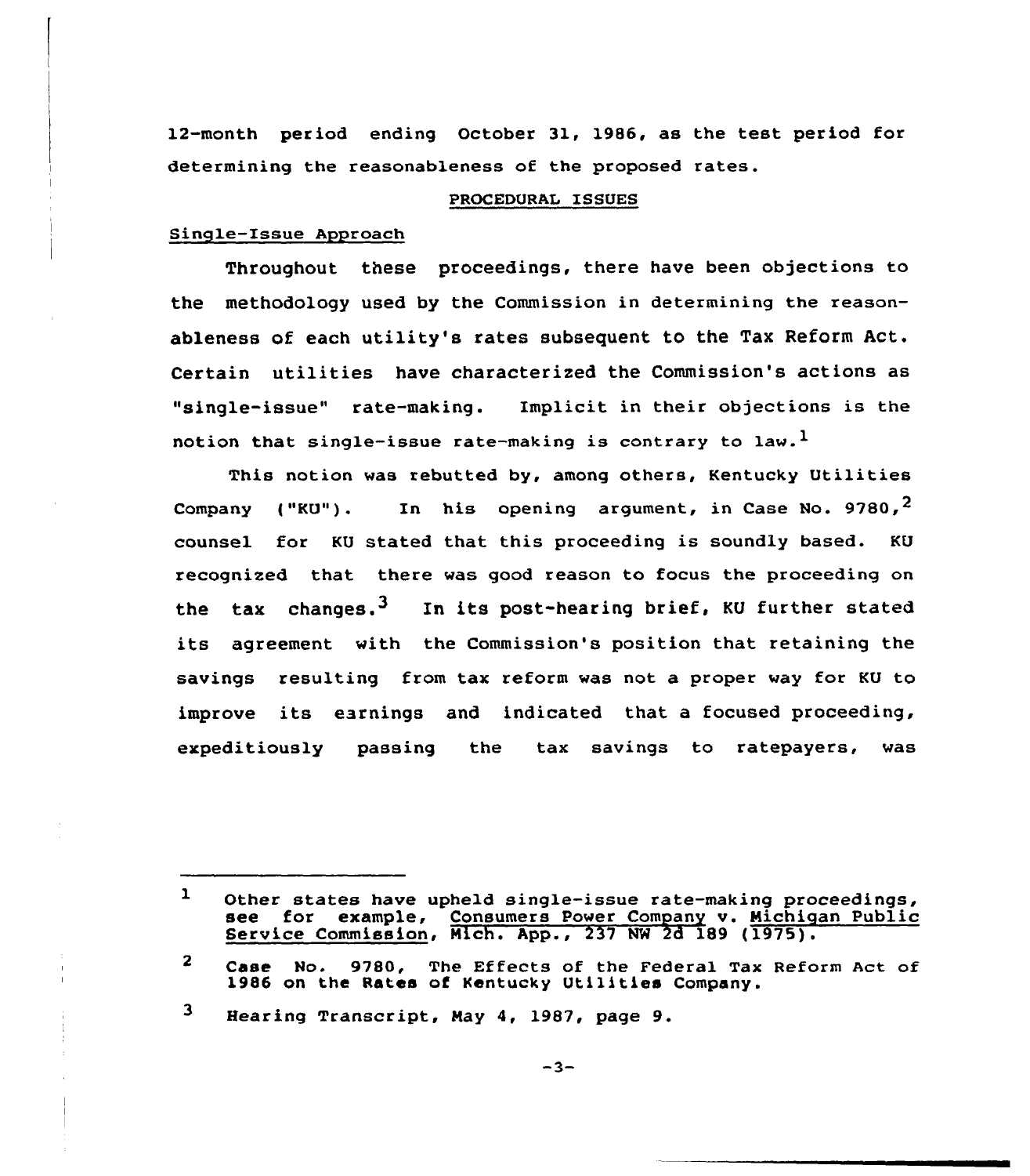12-month period ending October 31, 1986, as the test period for determining the reasonableness of the proposed rates.

## PROCEDURAL ISSUES

### Single-Issue Approach

Throughout these proceedings, there have been objections to the methodology used by the Commission in determining the reasonableness of each utility's rates subsequent to the Tax Reform Act. Certain utilities have characterized the Commission's actions as "single-issue" rate-making. Implicit in their objections is the notion that single-issue rate-making is contrary to law.[1]

This notion was rebutted by, among others, Kentucky Utilities Company ("KU"). In his opening argument, in Case No. 9780,[2] counsel for KU stated that this proceeding is soundly based. KU recognized that there was good reason to focus the proceeding on the tax changes.[3] In its post-hearing brief, KU further stated its agreement with the Commission's position that retaining the savings resulting from tax reform was not a proper way for KU to improve its earnings and indicated that a focused proceeding, expeditiously passing the tax savings to ratepayers, was

---

[1] Other states have upheld single-issue rate-making proceedings, see for example, Consumers Power Company v. Michigan Public Service Commission, Mich. App., 237 NW 2d 189 (1975).

[2] Case No. 9780, The Effects of the Federal Tax Reform Act of 1986 on the Rates of Kentucky Utilities Company.

[3] Hearing Transcript, May 4, 1987, page 9.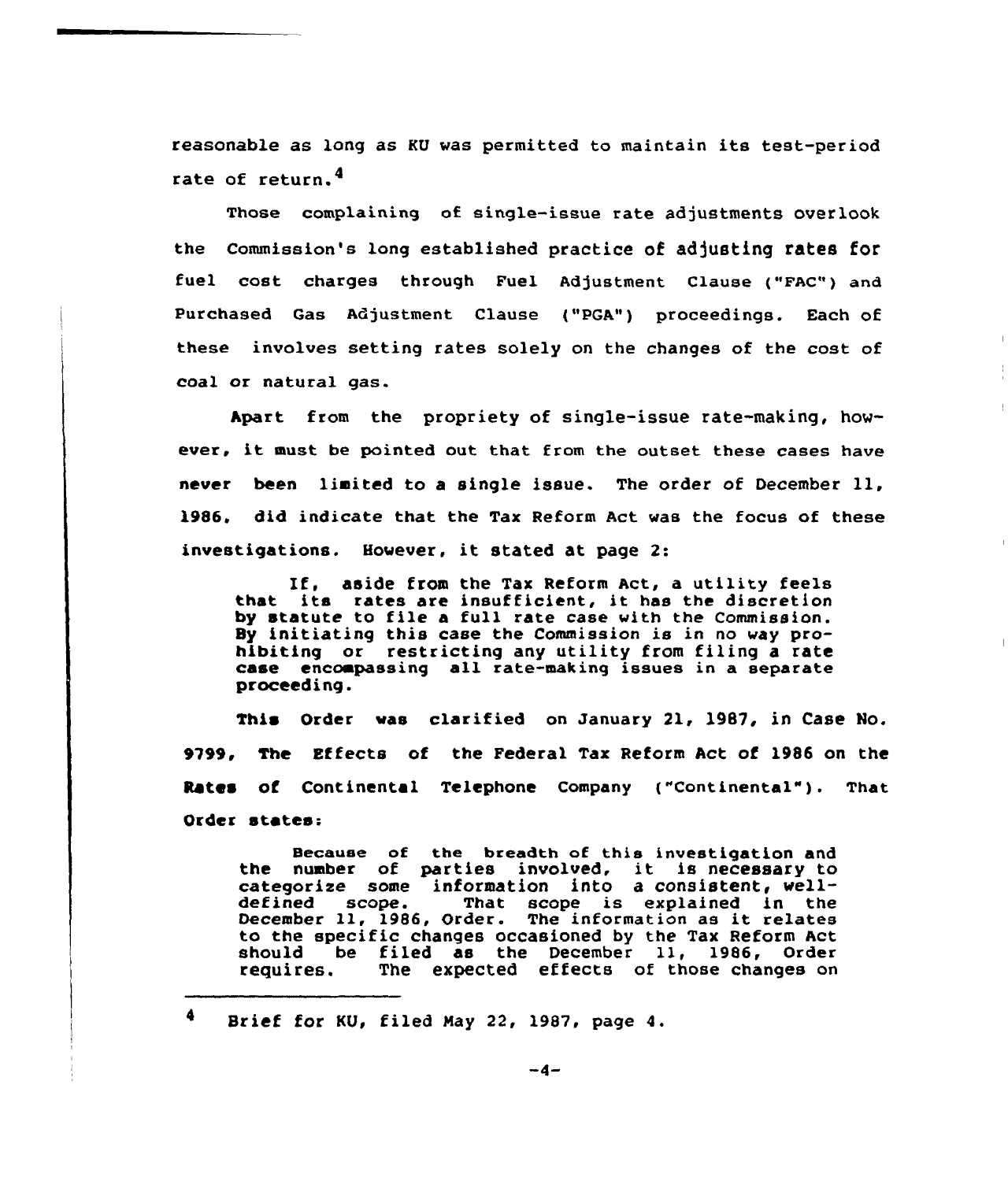reasonable as long as KU was permitted to maintain its test-period rate of return.[4]

Those complaining of single-issue rate adjustments overlook the Commission's long established practice of adjusting rates for fuel cost charges through Fuel Adjustment Clause ("FAC") and Purchased Gas Adjustment Clause ("PGA") proceedings. Each of these involves setting rates solely on the changes of the cost of coal or natural gas.

Apart from the propriety of single-issue rate-making, however, it must be pointed out that from the outset these cases have never been limited to a single issue. The order of December 11, 1986, did indicate that the Tax Reform Act was the focus of these investigations. However, it stated at page 2:

> If, aside from the Tax Reform Act, a utility feels that its rates are insufficient, it has the discretion by statute to file a full rate case with the Commission. By initiating this case the Commission is in no way prohibiting or restricting any utility from filing a rate case encompassing all rate-making issues in a separate proceeding.

This Order was clarified on January 21, 1987, in Case No. 9799, The Effects of the Federal Tax Reform Act of 1986 on the Rates of Continental Telephone Company ("Continental"). That Order states:

> Because of the breadth of this investigation and the number of parties involved, it is necessary to categorize some information into a consistent, well-defined scope. That scope is explained in the December 11, 1986, Order. The information as it relates to the specific changes occasioned by the Tax Reform Act should be filed as the December 11, 1986, Order requires. The expected effects of those changes on

---

[4] Brief for KU, filed May 22, 1987, page 4.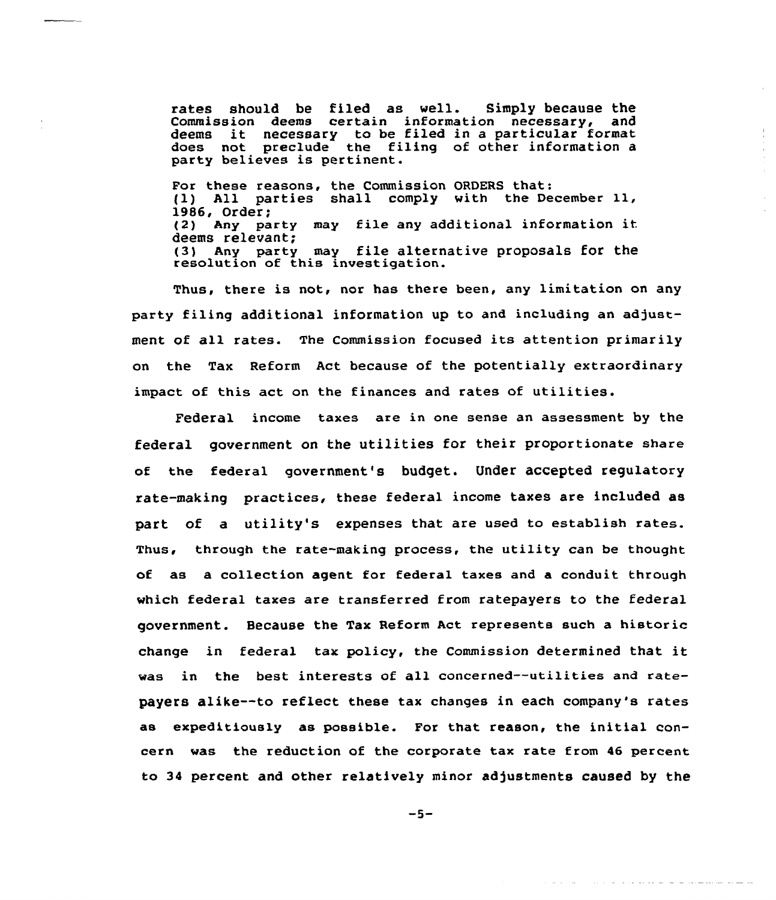> rates should be filed as well. Simply because the Commission deems certain information necessary, and deems it necessary to be filed in a particular format does not preclude the filing of other information a party believes is pertinent.
>
> For these reasons, the Commission ORDERS that:
> (1) All parties shall comply with the December 11, 1986, Order;
> (2) Any party may file any additional information it deems relevant;
> (3) Any party may file alternative proposals for the resolution of this investigation.

Thus, there is not, nor has there been, any limitation on any party filing additional information up to and including an adjustment of all rates. The Commission focused its attention primarily on the Tax Reform Act because of the potentially extraordinary impact of this act on the finances and rates of utilities.

Federal income taxes are in one sense an assessment by the federal government on the utilities for their proportionate share of the federal government's budget. Under accepted regulatory rate-making practices, these federal income taxes are included as part of a utility's expenses that are used to establish rates. Thus, through the rate-making process, the utility can be thought of as a collection agent for federal taxes and a conduit through which federal taxes are transferred from ratepayers to the federal government. Because the Tax Reform Act represents such a historic change in federal tax policy, the Commission determined that it was in the best interests of all concerned--utilities and ratepayers alike--to reflect these tax changes in each company's rates as expeditiously as possible. For that reason, the initial concern was the reduction of the corporate tax rate from 46 percent to 34 percent and other relatively minor adjustments caused by the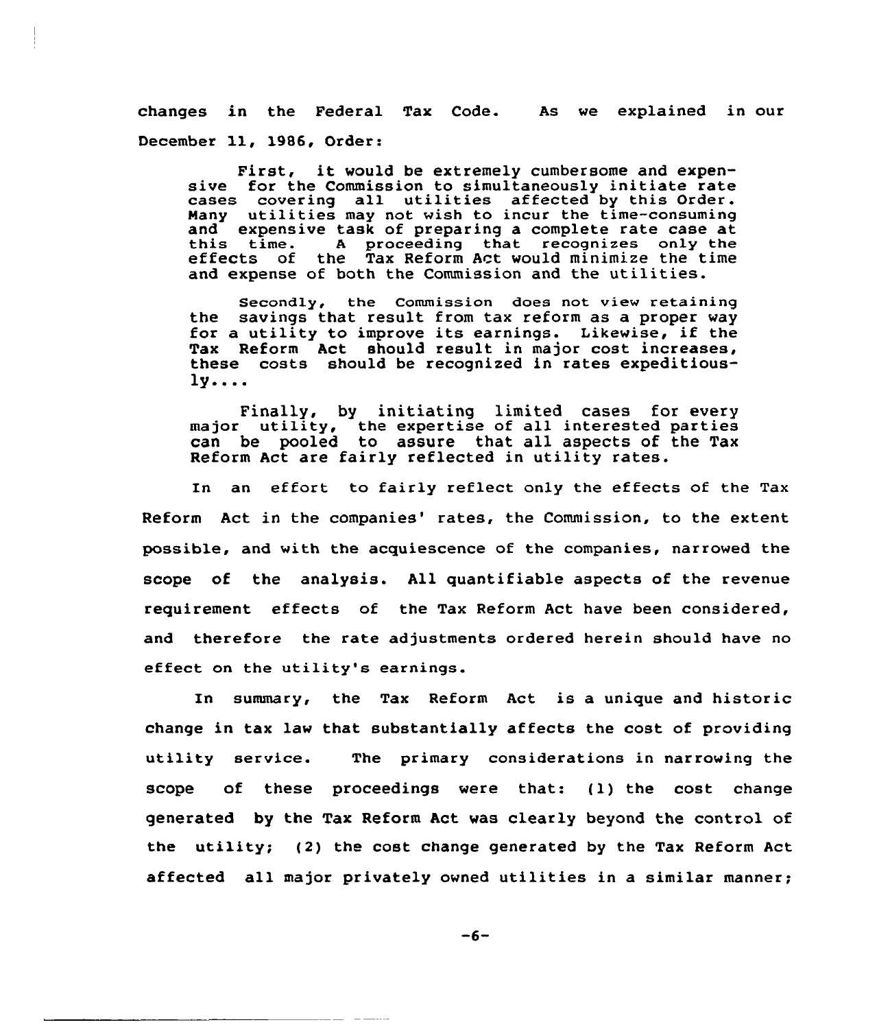changes in the Federal Tax Code. As we explained in our December 11, 1986, Order:

> First, it would be extremely cumbersome and expensive for the Commission to simultaneously initiate rate cases covering all utilities affected by this Order. Many utilities may not wish to incur the time-consuming and expensive task of preparing a complete rate case at this time. A proceeding that recognizes only the effects of the Tax Reform Act would minimize the time and expense of both the Commission and the utilities.
>
> Secondly, the Commission does not view retaining the savings that result from tax reform as a proper way for a utility to improve its earnings. Likewise, if the Tax Reform Act should result in major cost increases, these costs should be recognized in rates expeditiously....
>
> Finally, by initiating limited cases for every major utility, the expertise of all interested parties can be pooled to assure that all aspects of the Tax Reform Act are fairly reflected in utility rates.

In an effort to fairly reflect only the effects of the Tax Reform Act in the companies' rates, the Commission, to the extent possible, and with the acquiescence of the companies, narrowed the scope of the analysis. All quantifiable aspects of the revenue requirement effects of the Tax Reform Act have been considered, and therefore the rate adjustments ordered herein should have no effect on the utility's earnings.

In summary, the Tax Reform Act is a unique and historic change in tax law that substantially affects the cost of providing utility service. The primary considerations in narrowing the scope of these proceedings were that: (1) the cost change generated by the Tax Reform Act was clearly beyond the control of the utility; (2) the cost change generated by the Tax Reform Act affected all major privately owned utilities in a similar manner;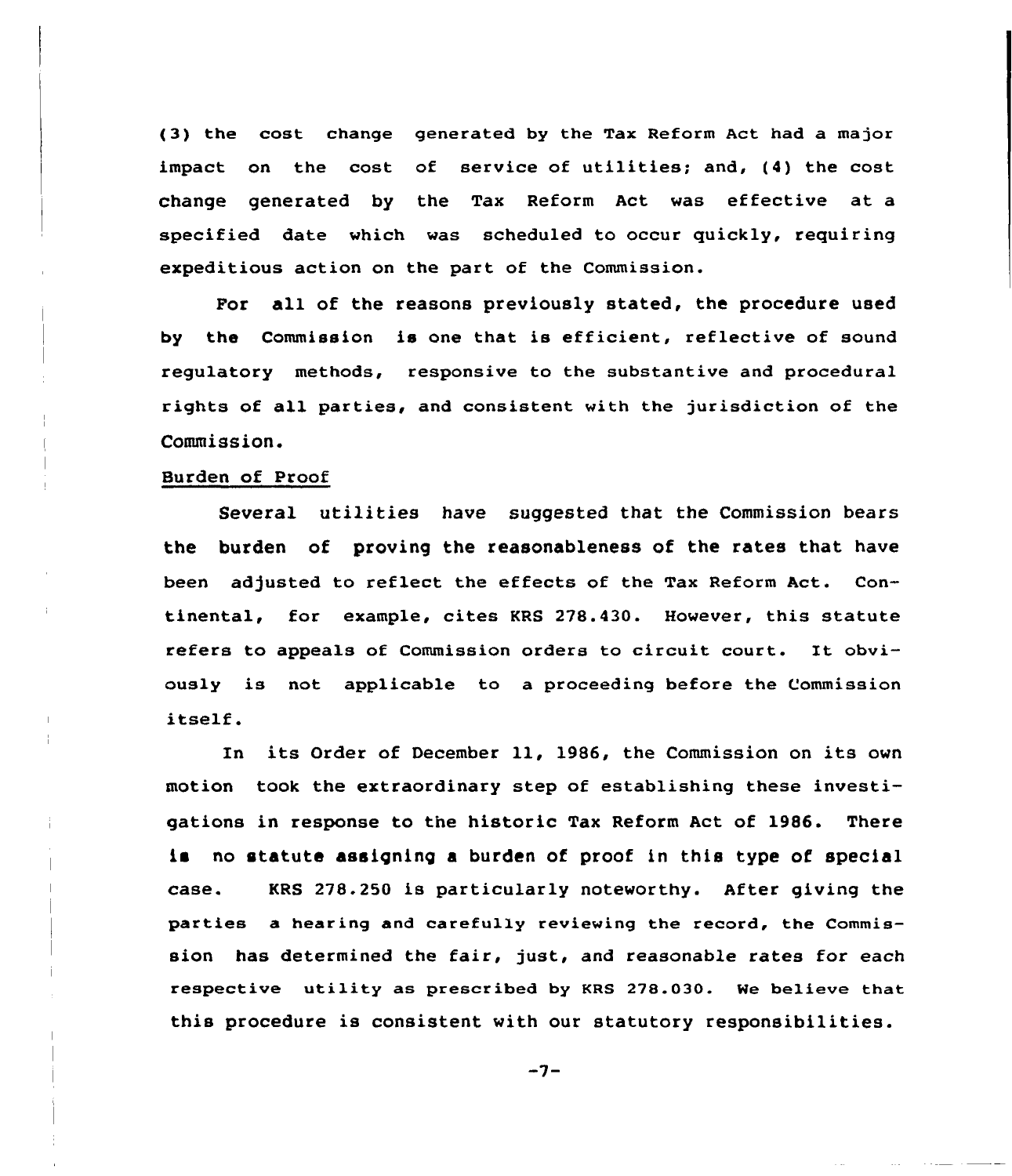(3) the cost change generated by the Tax Reform Act had a major impact on the cost of service of utilities; and, (4) the cost change generated by the Tax Reform Act was effective at a specified date which was scheduled to occur quickly, requiring expeditious action on the part of the Commission.

For all of the reasons previously stated, the procedure used by the Commission is one that is efficient, reflective of sound regulatory methods, responsive to the substantive and procedural rights of all parties, and consistent with the jurisdiction of the Commission.

Burden of Proof

Several utilities have suggested that the Commission bears the burden of proving the reasonableness of the rates that have been adjusted to reflect the effects of the Tax Reform Act. Continental, for example, cites KRS 278.430. However, this statute refers to appeals of Commission orders to circuit court. It obviously is not applicable to a proceeding before the Commission itself.

In its Order of December 11, 1986, the Commission on its own motion took the extraordinary step of establishing these investigations in response to the historic Tax Reform Act of 1986. There is no statute assigning a burden of proof in this type of special case. KRS 278.250 is particularly noteworthy. After giving the parties a hearing and carefully reviewing the record, the Commission has determined the fair, just, and reasonable rates for each respective utility as prescribed by KRS 278.030. We believe that this procedure is consistent with our statutory responsibilities.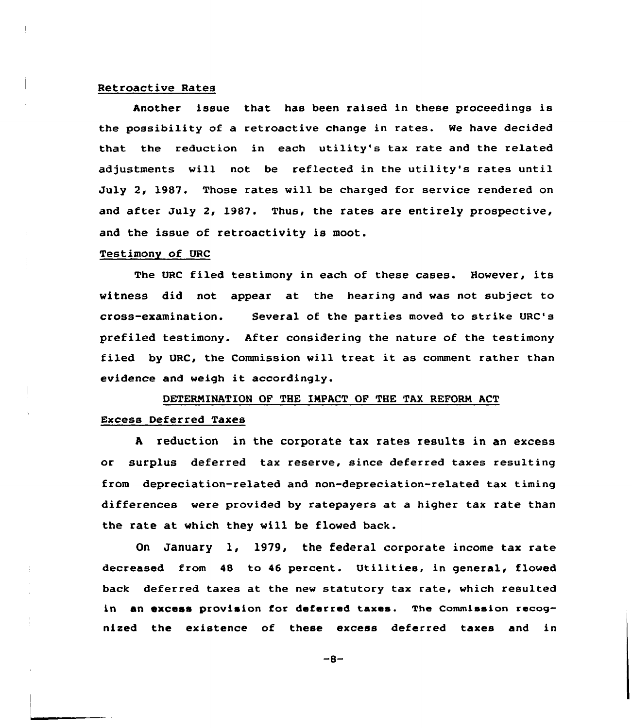Retroactive Rates

Another issue that has been raised in these proceedings is the possibility of a retroactive change in rates. We have decided that the reduction in each utility's tax rate and the related adjustments will not be reflected in the utility's rates until July 2, 1987. Those rates will be charged for service rendered on and after July 2, 1987. Thus, the rates are entirely prospective, and the issue of retroactivity is moot.

Testimony of URC

The URC filed testimony in each of these cases. However, its witness did not appear at the hearing and was not subject to cross-examination. Several of the parties moved to strike URC's prefiled testimony. After considering the nature of the testimony filed by URC, the Commission will treat it as comment rather than evidence and weigh it accordingly.

## DETERMINATION OF THE IMPACT OF THE TAX REFORM ACT

Excess Deferred Taxes

A reduction in the corporate tax rates results in an excess or surplus deferred tax reserve, since deferred taxes resulting from depreciation-related and non-depreciation-related tax timing differences were provided by ratepayers at a higher tax rate than the rate at which they will be flowed back.

On January 1, 1979, the federal corporate income tax rate decreased from 48 to 46 percent. Utilities, in general, flowed back deferred taxes at the new statutory tax rate, which resulted in an excess provision for deferred taxes. The Commission recognized the existence of these excess deferred taxes and in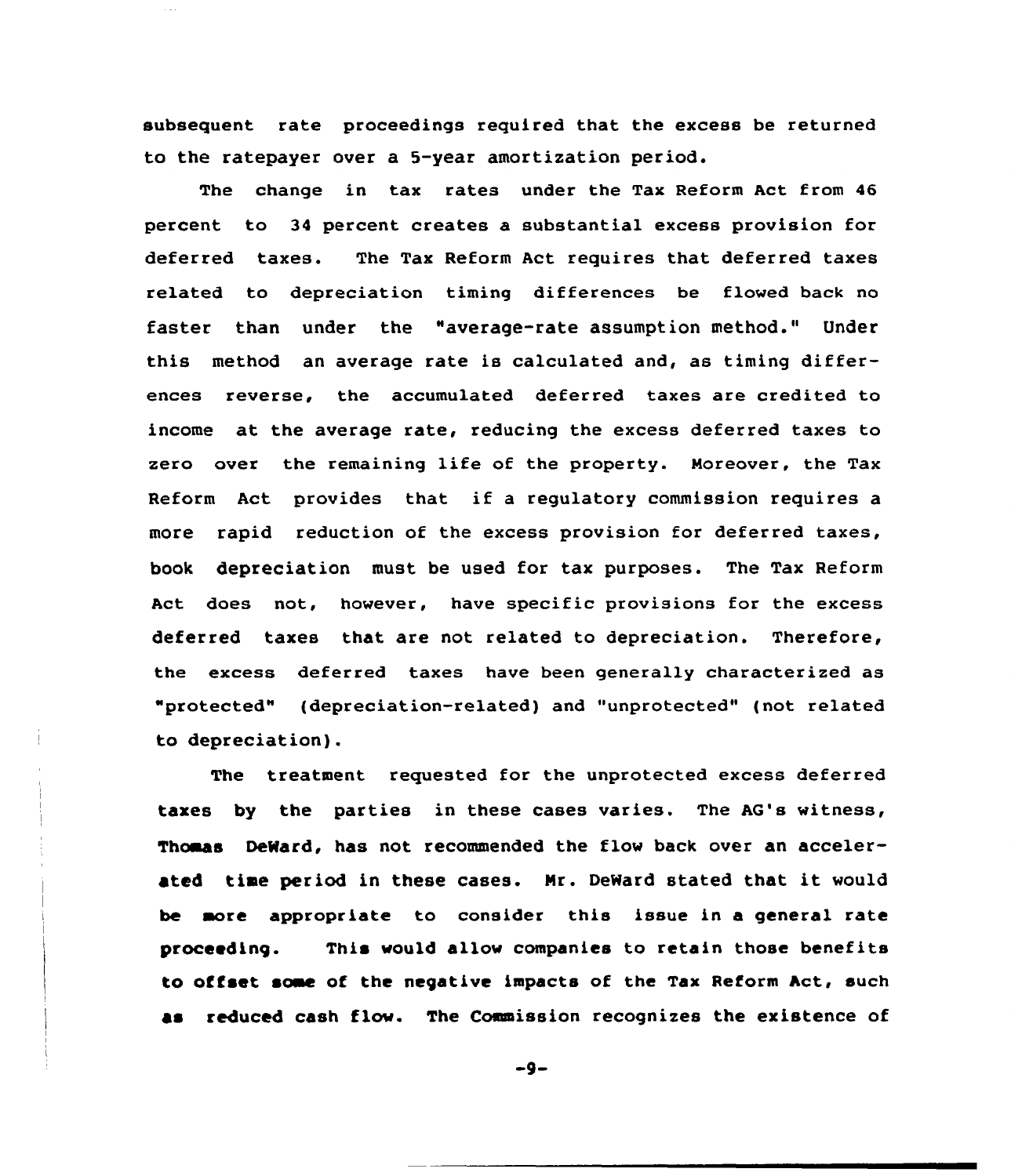subsequent rate proceedings required that the excess be returned to the ratepayer over a 5-year amortization period.

The change in tax rates under the Tax Reform Act from 46 percent to 34 percent creates a substantial excess provision for deferred taxes. The Tax Reform Act requires that deferred taxes related to depreciation timing differences be flowed back no faster than under the "average-rate assumption method." Under this method an average rate is calculated and, as timing differences reverse, the accumulated deferred taxes are credited to income at the average rate, reducing the excess deferred taxes to zero over the remaining life of the property. Moreover, the Tax Reform Act provides that if a regulatory commission requires a more rapid reduction of the excess provision for deferred taxes, book depreciation must be used for tax purposes. The Tax Reform Act does not, however, have specific provisions for the excess deferred taxes that are not related to depreciation. Therefore, the excess deferred taxes have been generally characterized as "protected" (depreciation-related) and "unprotected" (not related to depreciation).

The treatment requested for the unprotected excess deferred taxes by the parties in these cases varies. The AG's witness, Thomas DeWard, has not recommended the flow back over an accelerated time period in these cases. Mr. DeWard stated that it would be more appropriate to consider this issue in a general rate proceeding. This would allow companies to retain those benefits to offset some of the negative impacts of the Tax Reform Act, such as reduced cash flow. The Commission recognizes the existence of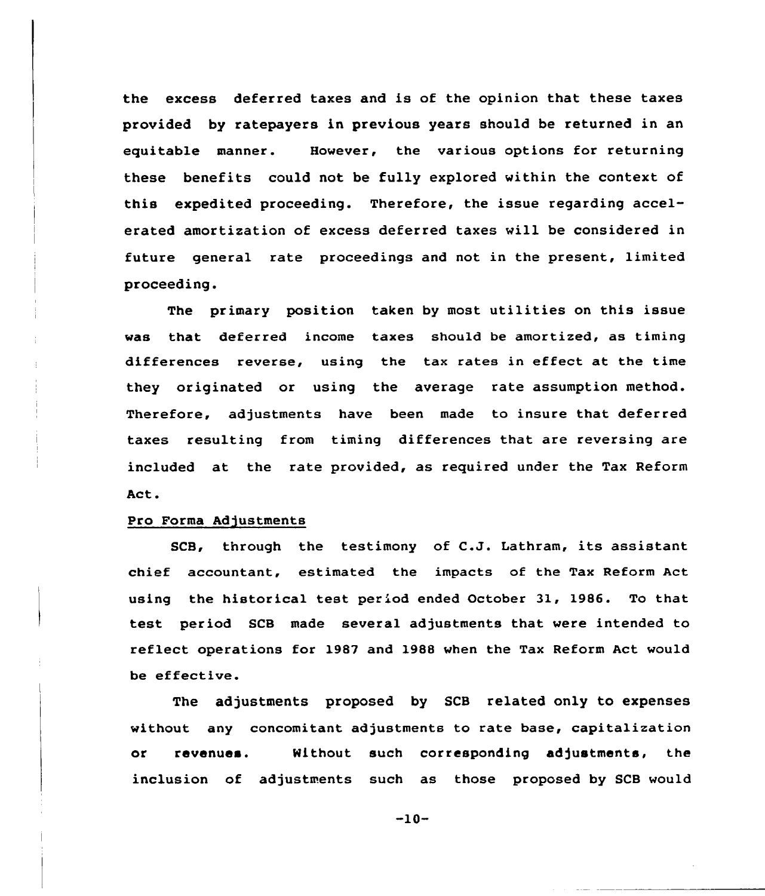the excess deferred taxes and is of the opinion that these taxes provided by ratepayers in previous years should be returned in an equitable manner. However, the various options for returning these benefits could not be fully explored within the context of this expedited proceeding. Therefore, the issue regarding accelerated amortization of excess deferred taxes will be considered in future general rate proceedings and not in the present, limited proceeding.

The primary position taken by most utilities on this issue was that deferred income taxes should be amortized, as timing differences reverse, using the tax rates in effect at the time they originated or using the average rate assumption method. Therefore, adjustments have been made to insure that deferred taxes resulting from timing differences that are reversing are included at the rate provided, as required under the Tax Reform Act.

Pro Forma Adjustments

SCB, through the testimony of C.J. Lathram, its assistant chief accountant, estimated the impacts of the Tax Reform Act using the historical test period ended October 31, 1986. To that test period SCB made several adjustments that were intended to reflect operations for 1987 and 1988 when the Tax Reform Act would be effective.

The adjustments proposed by SCB related only to expenses without any concomitant adjustments to rate base, capitalization or revenues. Without such corresponding adjustments, the inclusion of adjustments such as those proposed by SCB would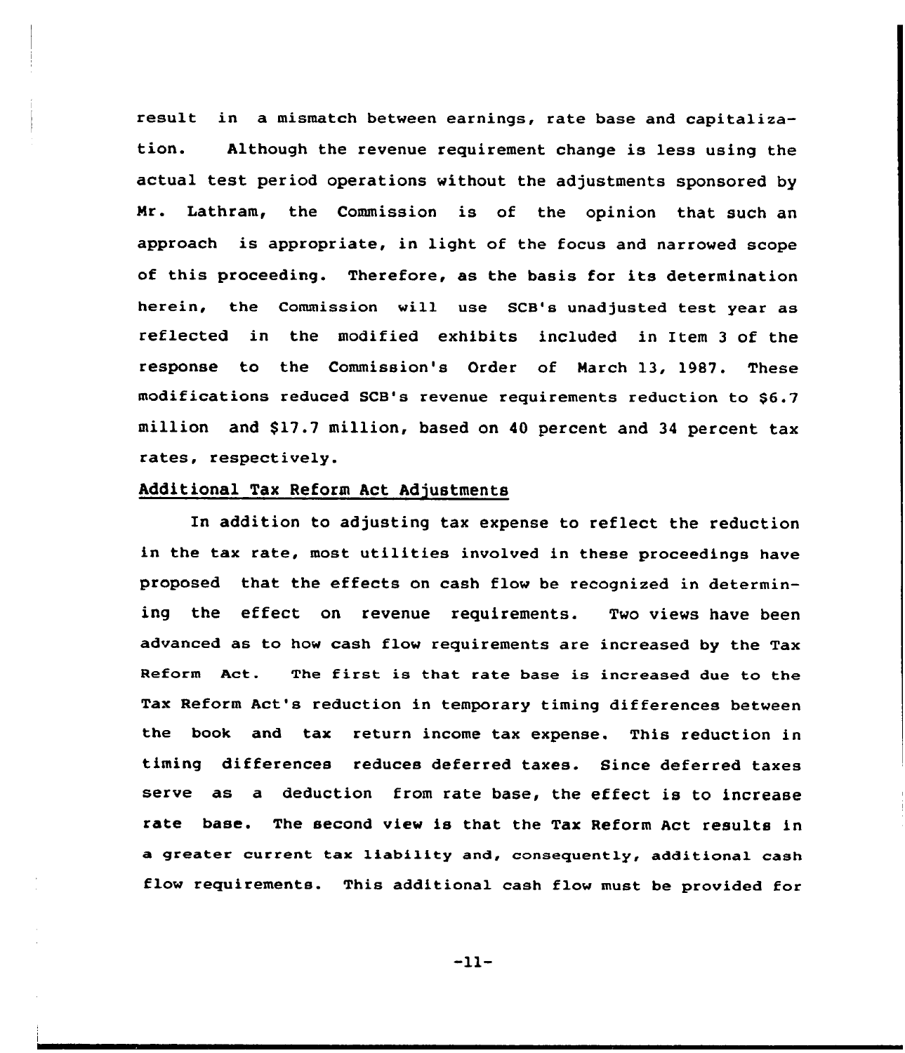result in a mismatch between earnings, rate base and capitalization. Although the revenue requirement change is less using the actual test period operations without the adjustments sponsored by Mr. Lathram, the Commission is of the opinion that such an approach is appropriate, in light of the focus and narrowed scope of this proceeding. Therefore, as the basis for its determination herein, the Commission will use SCB's unadjusted test year as reflected in the modified exhibits included in Item 3 of the response to the Commission's Order of March 13, 1987. These modifications reduced SCB's revenue requirements reduction to $6.7 million and $17.7 million, based on 40 percent and 34 percent tax rates, respectively.

## Additional Tax Reform Act Adjustments

In addition to adjusting tax expense to reflect the reduction in the tax rate, most utilities involved in these proceedings have proposed that the effects on cash flow be recognized in determining the effect on revenue requirements. Two views have been advanced as to how cash flow requirements are increased by the Tax Reform Act. The first is that rate base is increased due to the Tax Reform Act's reduction in temporary timing differences between the book and tax return income tax expense. This reduction in timing differences reduces deferred taxes. Since deferred taxes serve as a deduction from rate base, the effect is to increase rate base. The second view is that the Tax Reform Act results in a greater current tax liability and, consequently, additional cash flow requirements. This additional cash flow must be provided for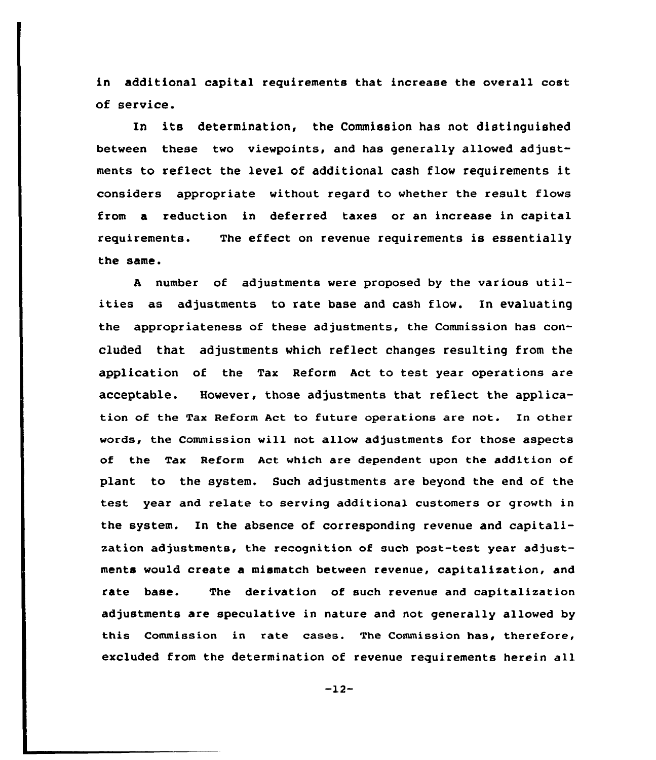in additional capital requirements that increase the overall cost of service.

In its determination, the Commission has not distinguished between these two viewpoints, and has generally allowed adjustments to reflect the level of additional cash flow requirements it considers appropriate without regard to whether the result flows from a reduction in deferred taxes or an increase in capital requirements. The effect on revenue requirements is essentially the same.

A number of adjustments were proposed by the various utilities as adjustments to rate base and cash flow. In evaluating the appropriateness of these adjustments, the Commission has concluded that adjustments which reflect changes resulting from the application of the Tax Reform Act to test year operations are acceptable. However, those adjustments that reflect the application of the Tax Reform Act to future operations are not. In other words, the Commission will not allow adjustments for those aspects of the Tax Reform Act which are dependent upon the addition of plant to the system. Such adjustments are beyond the end of the test year and relate to serving additional customers or growth in the system. In the absence of corresponding revenue and capitalization adjustments, the recognition of such post-test year adjustments would create a mismatch between revenue, capitalization, and rate base. The derivation of such revenue and capitalization adjustments are speculative in nature and not generally allowed by this Commission in rate cases. The Commission has, therefore, excluded from the determination of revenue requirements herein all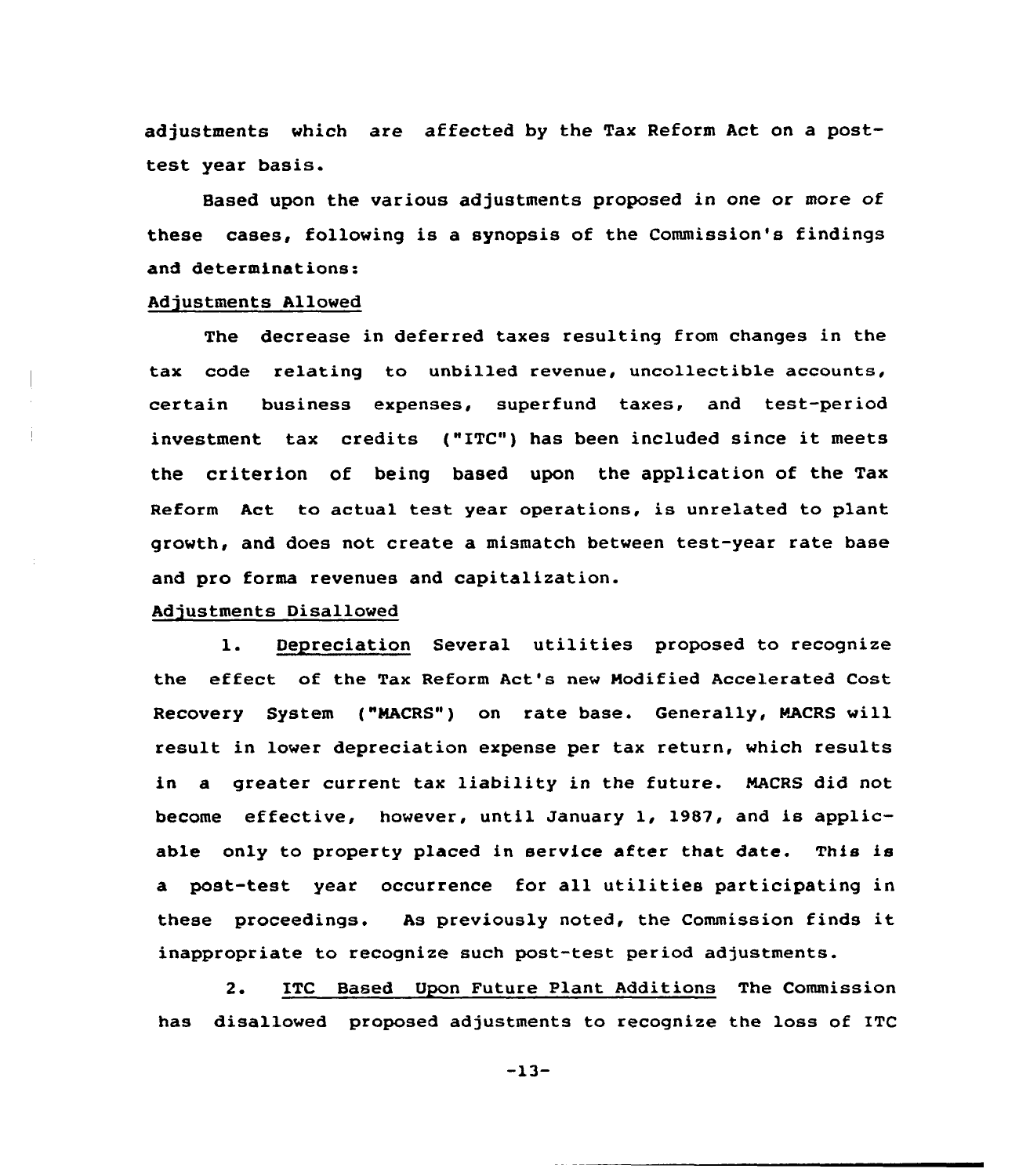adjustments which are affected by the Tax Reform Act on a post-test year basis.

Based upon the various adjustments proposed in one or more of these cases, following is a synopsis of the Commission's findings and determinations:

Adjustments Allowed

The decrease in deferred taxes resulting from changes in the tax code relating to unbilled revenue, uncollectible accounts, certain business expenses, superfund taxes, and test-period investment tax credits ("ITC") has been included since it meets the criterion of being based upon the application of the Tax Reform Act to actual test year operations, is unrelated to plant growth, and does not create a mismatch between test-year rate base and pro forma revenues and capitalization.

Adjustments Disallowed

1. Depreciation Several utilities proposed to recognize the effect of the Tax Reform Act's new Modified Accelerated Cost Recovery System ("MACRS") on rate base. Generally, MACRS will result in lower depreciation expense per tax return, which results in a greater current tax liability in the future. MACRS did not become effective, however, until January 1, 1987, and is applicable only to property placed in service after that date. This is a post-test year occurrence for all utilities participating in these proceedings. As previously noted, the Commission finds it inappropriate to recognize such post-test period adjustments.

2. ITC Based Upon Future Plant Additions The Commission has disallowed proposed adjustments to recognize the loss of ITC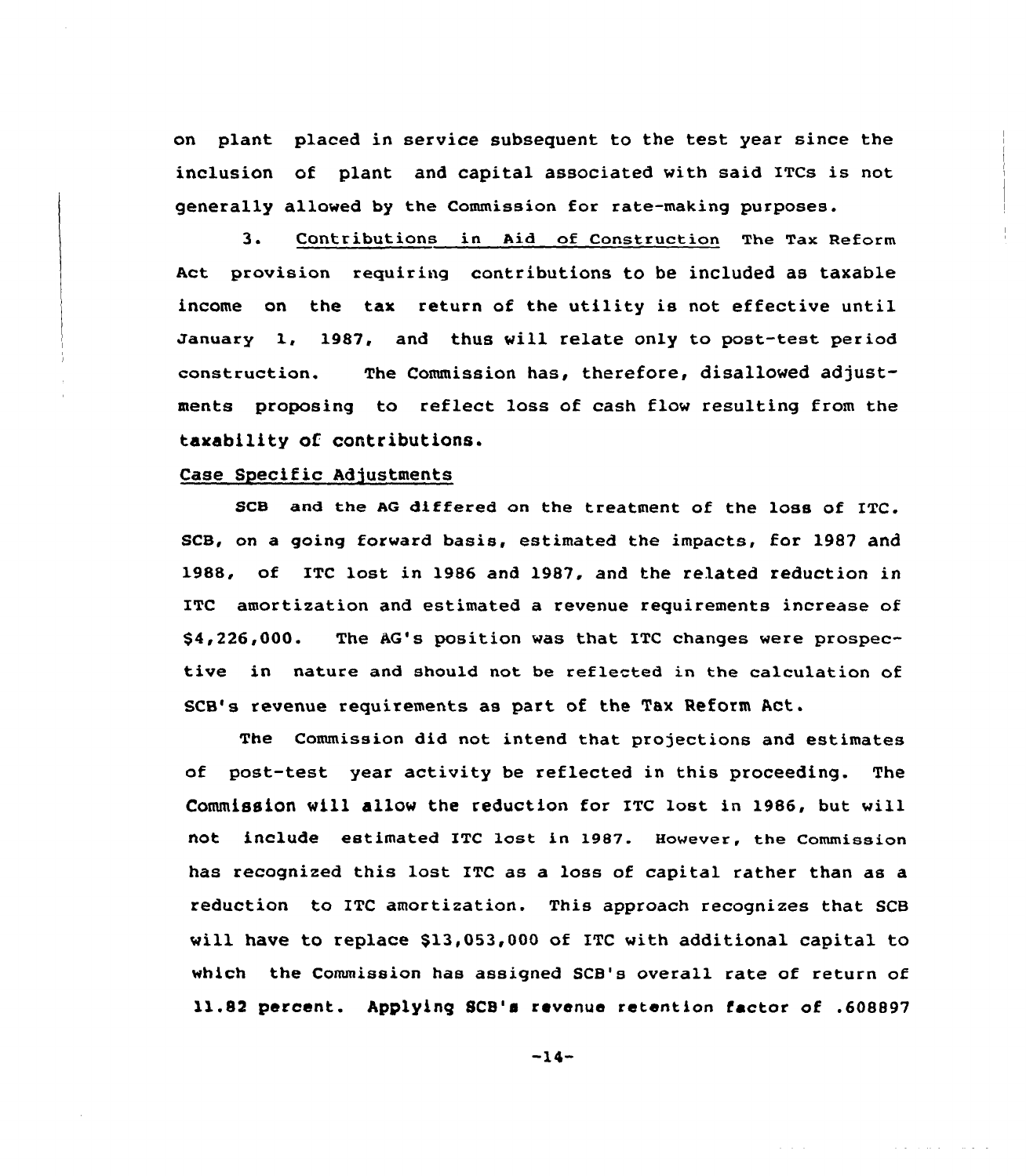on plant placed in service subsequent to the test year since the inclusion of plant and capital associated with said ITCs is not generally allowed by the Commission for rate-making purposes.

3. Contributions in Aid of Construction The Tax Reform Act provision requiring contributions to be included as taxable income on the tax return of the utility is not effective until January 1, 1987, and thus will relate only to post-test period construction. The Commission has, therefore, disallowed adjustments proposing to reflect loss of cash flow resulting from the taxability of contributions.

Case Specific Adjustments

SCB and the AG differed on the treatment of the loss of ITC. SCB, on a going forward basis, estimated the impacts, for 1987 and 1988, of ITC lost in 1986 and 1987, and the related reduction in ITC amortization and estimated a revenue requirements increase of $4,226,000. The AG's position was that ITC changes were prospective in nature and should not be reflected in the calculation of SCB's revenue requirements as part of the Tax Reform Act.

The Commission did not intend that projections and estimates of post-test year activity be reflected in this proceeding. The Commission will allow the reduction for ITC lost in 1986, but will not include estimated ITC lost in 1987. However, the Commission has recognized this lost ITC as a loss of capital rather than as a reduction to ITC amortization. This approach recognizes that SCB will have to replace $13,053,000 of ITC with additional capital to which the Commission has assigned SCB's overall rate of return of 11.82 percent. Applying SCB's revenue retention factor of .608897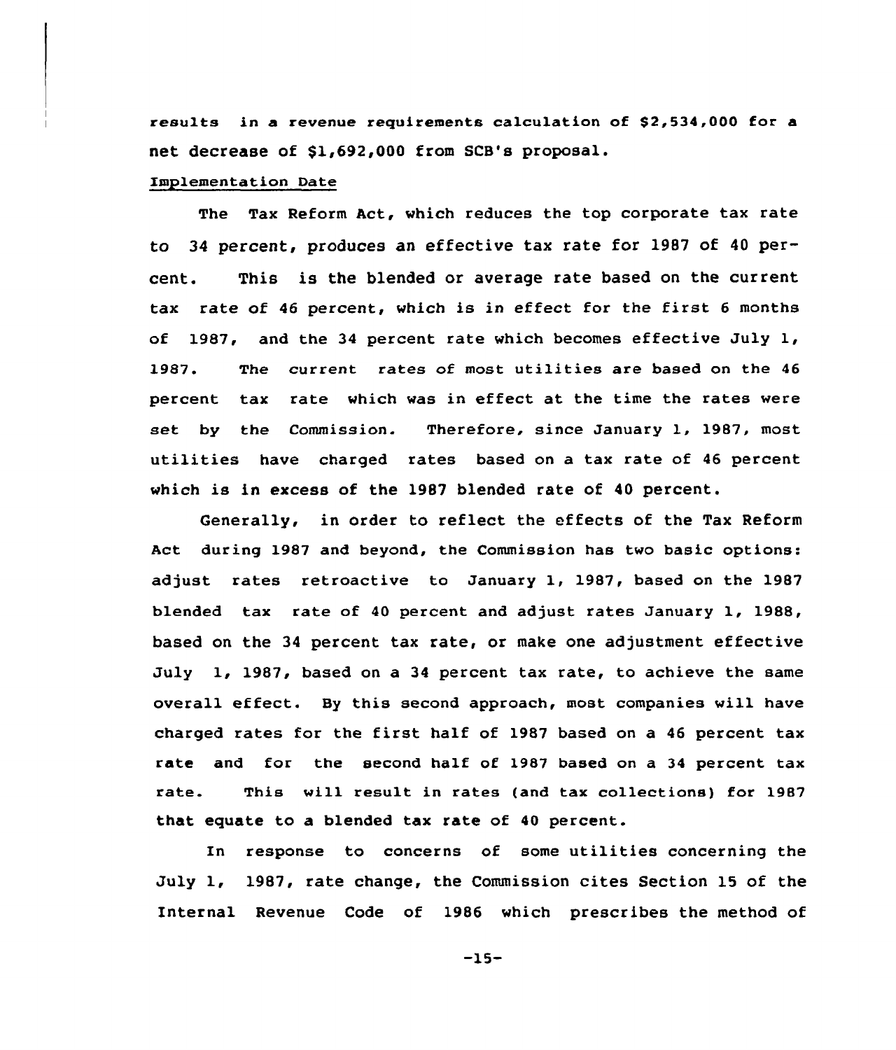results in a revenue requirements calculation of $2,534,000 for a net decrease of $1,692,000 from SCB's proposal.

Implementation Date

The Tax Reform Act, which reduces the top corporate tax rate to 34 percent, produces an effective tax rate for 1987 of 40 percent. This is the blended or average rate based on the current tax rate of 46 percent, which is in effect for the first 6 months of 1987, and the 34 percent rate which becomes effective July 1, 1987. The current rates of most utilities are based on the 46 percent tax rate which was in effect at the time the rates were set by the Commission. Therefore, since January 1, 1987, most utilities have charged rates based on a tax rate of 46 percent which is in excess of the 1987 blended rate of 40 percent.

Generally, in order to reflect the effects of the Tax Reform Act during 1987 and beyond, the Commission has two basic options: adjust rates retroactive to January 1, 1987, based on the 1987 blended tax rate of 40 percent and adjust rates January 1, 1988, based on the 34 percent tax rate, or make one adjustment effective July 1, 1987, based on a 34 percent tax rate, to achieve the same overall effect. By this second approach, most companies will have charged rates for the first half of 1987 based on a 46 percent tax rate and for the second half of 1987 based on a 34 percent tax rate. This will result in rates (and tax collections) for 1987 that equate to a blended tax rate of 40 percent.

In response to concerns of some utilities concerning the July 1, 1987, rate change, the Commission cites Section 15 of the Internal Revenue Code of 1986 which prescribes the method of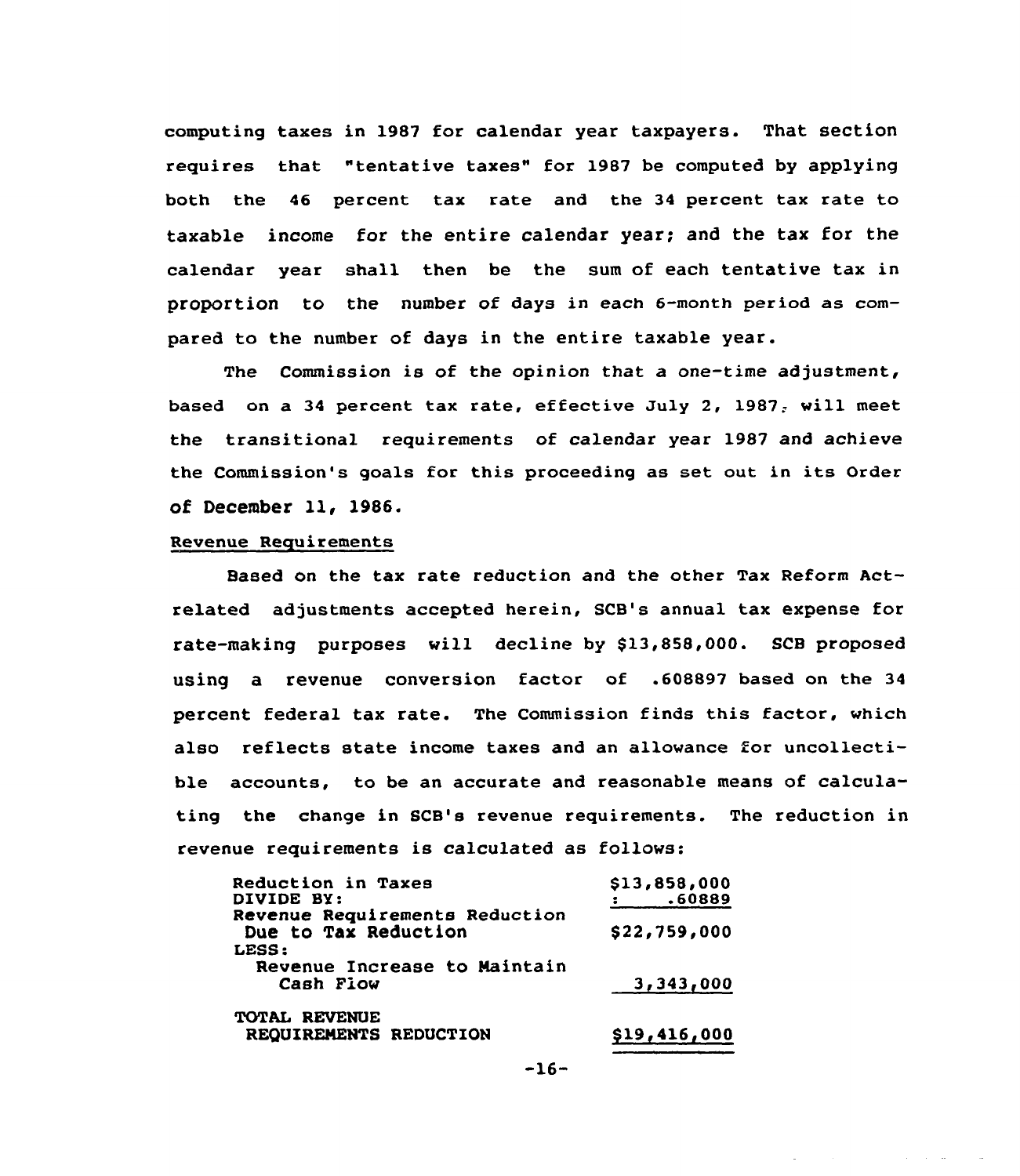computing taxes in 1987 for calendar year taxpayers. That section requires that "tentative taxes" for 1987 be computed by applying both the 46 percent tax rate and the 34 percent tax rate to taxable income for the entire calendar year; and the tax for the calendar year shall then be the sum of each tentative tax in proportion to the number of days in each 6-month period as compared to the number of days in the entire taxable year.

The Commission is of the opinion that a one-time adjustment, based on a 34 percent tax rate, effective July 2, 1987, will meet the transitional requirements of calendar year 1987 and achieve the Commission's goals for this proceeding as set out in its Order of December 11, 1986.

Revenue Requirements

Based on the tax rate reduction and the other Tax Reform Act-related adjustments accepted herein, SCB's annual tax expense for rate-making purposes will decline by $13,858,000. SCB proposed using a revenue conversion factor of .608897 based on the 34 percent federal tax rate. The Commission finds this factor, which also reflects state income taxes and an allowance for uncollectible accounts, to be an accurate and reasonable means of calculating the change in SCB's revenue requirements. The reduction in revenue requirements is calculated as follows:

| | |
|---|---|
| Reduction in Taxes | $13,858,000 |
| DIVIDE BY: | : .60889 |
| Revenue Requirements Reduction Due to Tax Reduction | $22,759,000 |
| LESS: | |
| Revenue Increase to Maintain Cash Flow | 3,343,000 |
| TOTAL REVENUE REQUIREMENTS REDUCTION | $19,416,000 |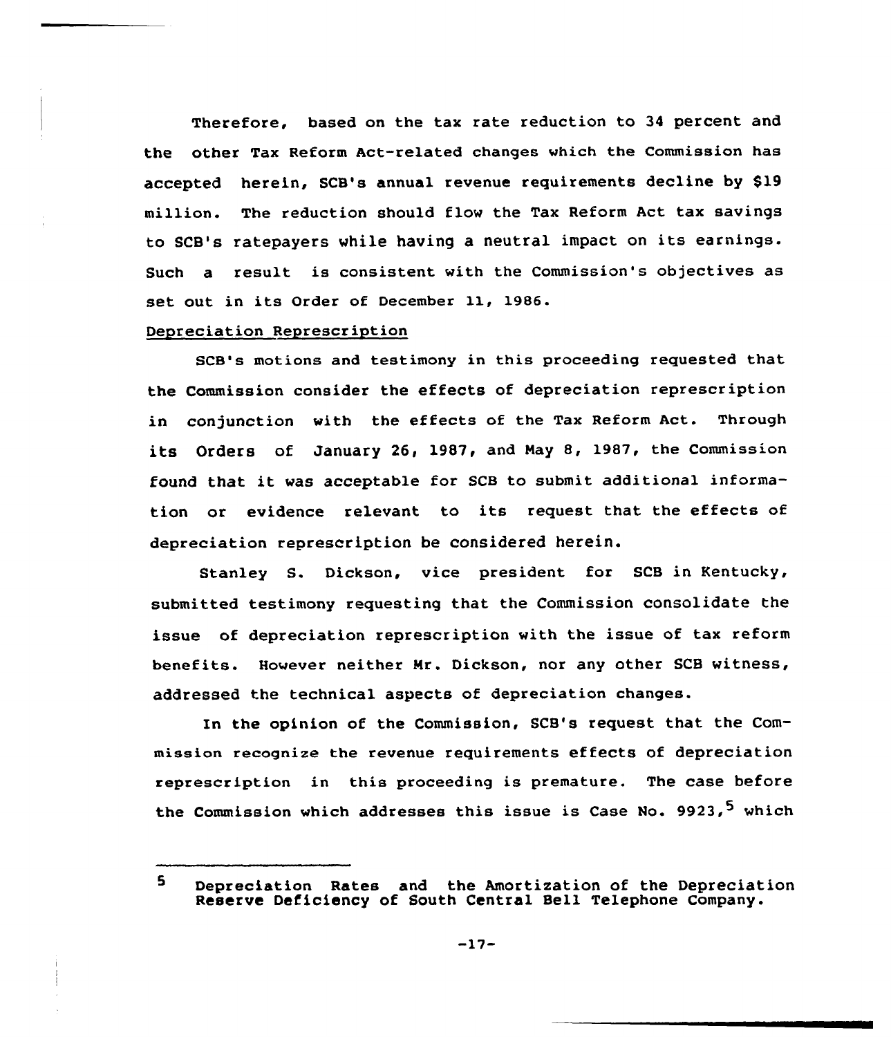Therefore, based on the tax rate reduction to 34 percent and the other Tax Reform Act-related changes which the Commission has accepted herein, SCB's annual revenue requirements decline by $19 million. The reduction should flow the Tax Reform Act tax savings to SCB's ratepayers while having a neutral impact on its earnings. Such a result is consistent with the Commission's objectives as set out in its Order of December 11, 1986.

Depreciation Represcription

SCB's motions and testimony in this proceeding requested that the Commission consider the effects of depreciation represcription in conjunction with the effects of the Tax Reform Act. Through its Orders of January 26, 1987, and May 8, 1987, the Commission found that it was acceptable for SCB to submit additional information or evidence relevant to its request that the effects of depreciation represcription be considered herein.

Stanley S. Dickson, vice president for SCB in Kentucky, submitted testimony requesting that the Commission consolidate the issue of depreciation represcription with the issue of tax reform benefits. However neither Mr. Dickson, nor any other SCB witness, addressed the technical aspects of depreciation changes.

In the opinion of the Commission, SCB's request that the Commission recognize the revenue requirements effects of depreciation represcription in this proceeding is premature. The case before the Commission which addresses this issue is Case No. 9923,[5] which

---

[5] Depreciation Rates and the Amortization of the Depreciation Reserve Deficiency of South Central Bell Telephone Company.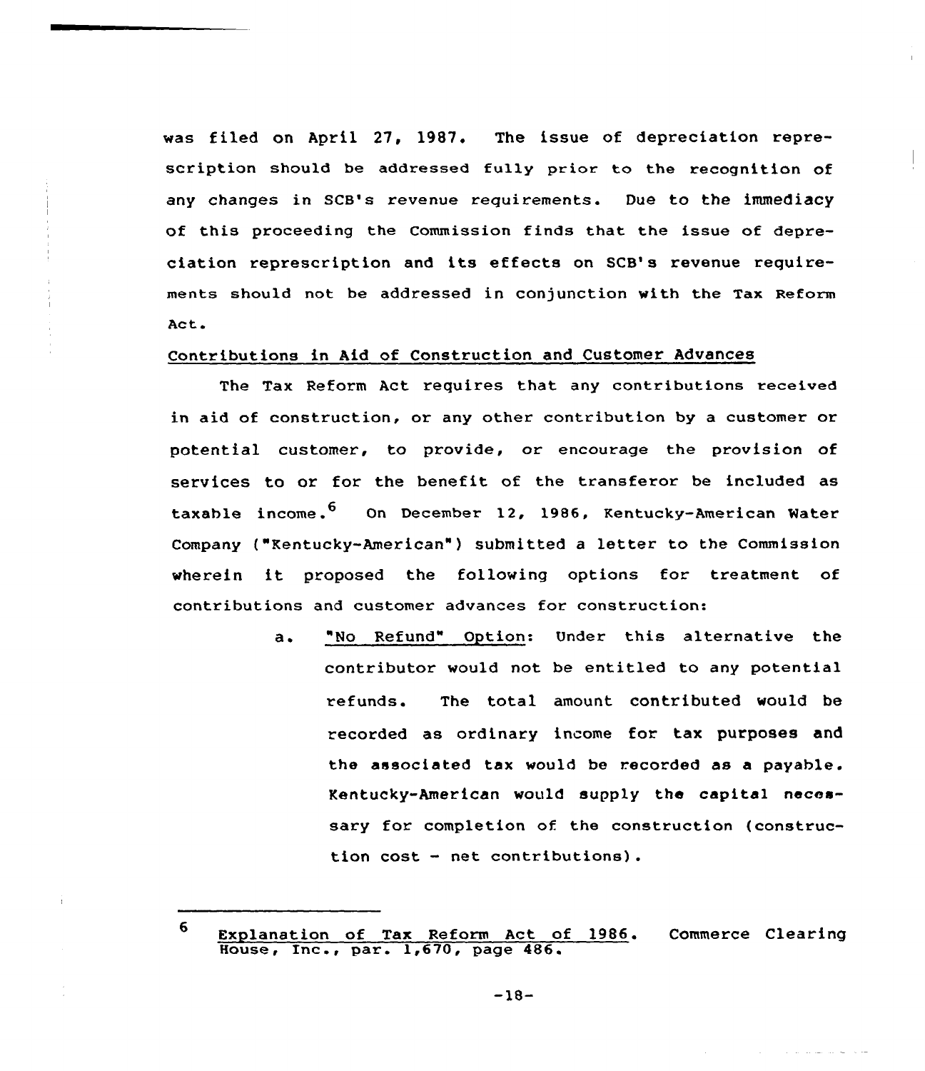was filed on April 27, 1987. The issue of depreciation represcription should be addressed fully prior to the recognition of any changes in SCB's revenue requirements. Due to the immediacy of this proceeding the Commission finds that the issue of depreciation represcription and its effects on SCB's revenue requirements should not be addressed in conjunction with the Tax Reform Act.

Contributions in Aid of Construction and Customer Advances

The Tax Reform Act requires that any contributions received in aid of construction, or any other contribution by a customer or potential customer, to provide, or encourage the provision of services to or for the benefit of the transferor be included as taxable income.[6] On December 12, 1986, Kentucky-American Water Company ("Kentucky-American") submitted a letter to the Commission wherein it proposed the following options for treatment of contributions and customer advances for construction:

a. "No Refund" Option: Under this alternative the contributor would not be entitled to any potential refunds. The total amount contributed would be recorded as ordinary income for tax purposes and the associated tax would be recorded as a payable. Kentucky-American would supply the capital necessary for completion of the construction (construction cost - net contributions).

---

[6] Explanation of Tax Reform Act of 1986. Commerce Clearing House, Inc., par. 1,670, page 486.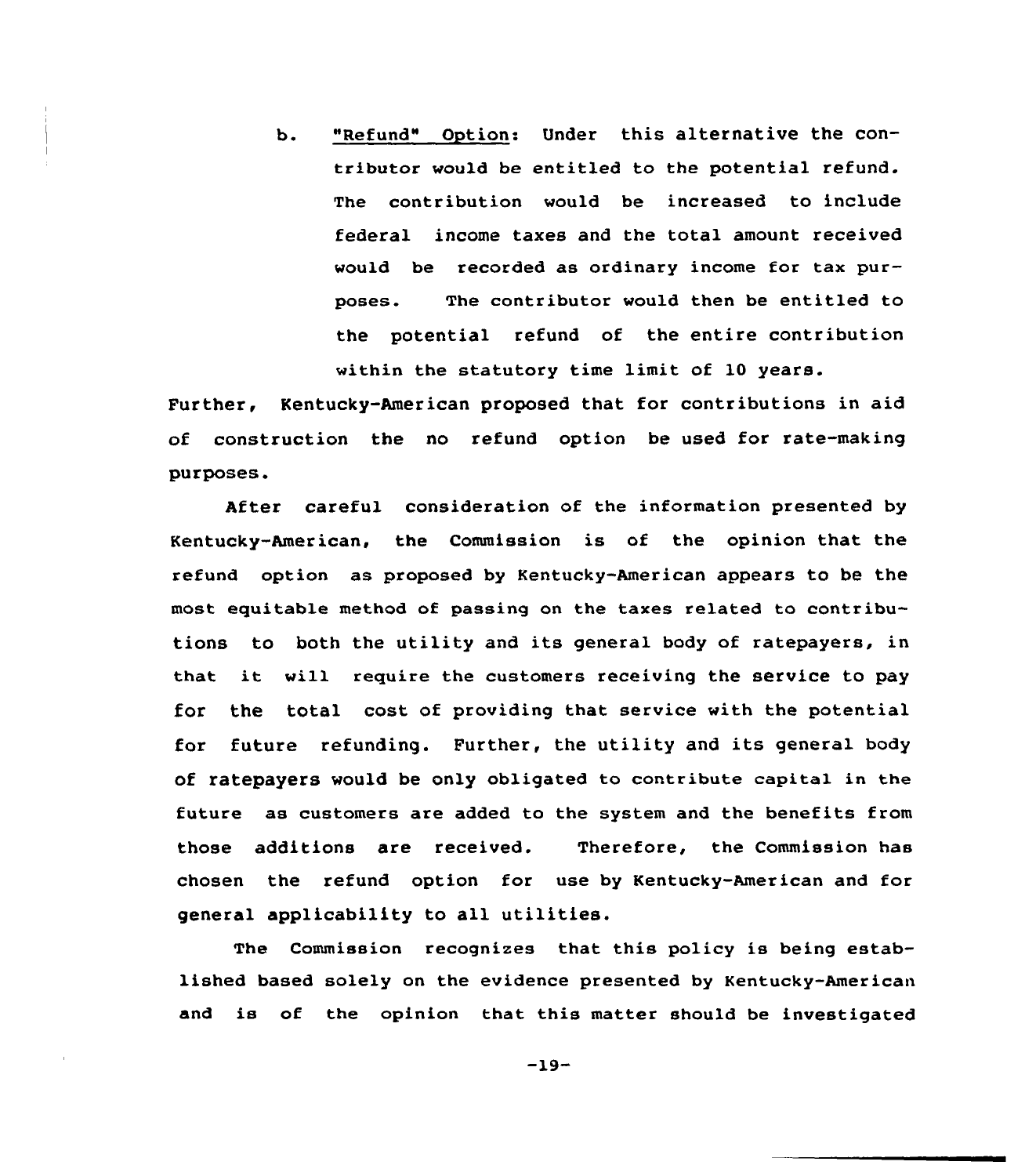b. "Refund" Option: Under this alternative the contributor would be entitled to the potential refund. The contribution would be increased to include federal income taxes and the total amount received would be recorded as ordinary income for tax purposes. The contributor would then be entitled to the potential refund of the entire contribution within the statutory time limit of 10 years.

Further, Kentucky-American proposed that for contributions in aid of construction the no refund option be used for rate-making purposes.

After careful consideration of the information presented by Kentucky-American, the Commission is of the opinion that the refund option as proposed by Kentucky-American appears to be the most equitable method of passing on the taxes related to contributions to both the utility and its general body of ratepayers, in that it will require the customers receiving the service to pay for the total cost of providing that service with the potential for future refunding. Further, the utility and its general body of ratepayers would be only obligated to contribute capital in the future as customers are added to the system and the benefits from those additions are received. Therefore, the Commission has chosen the refund option for use by Kentucky-American and for general applicability to all utilities.

The Commission recognizes that this policy is being established based solely on the evidence presented by Kentucky-American and is of the opinion that this matter should be investigated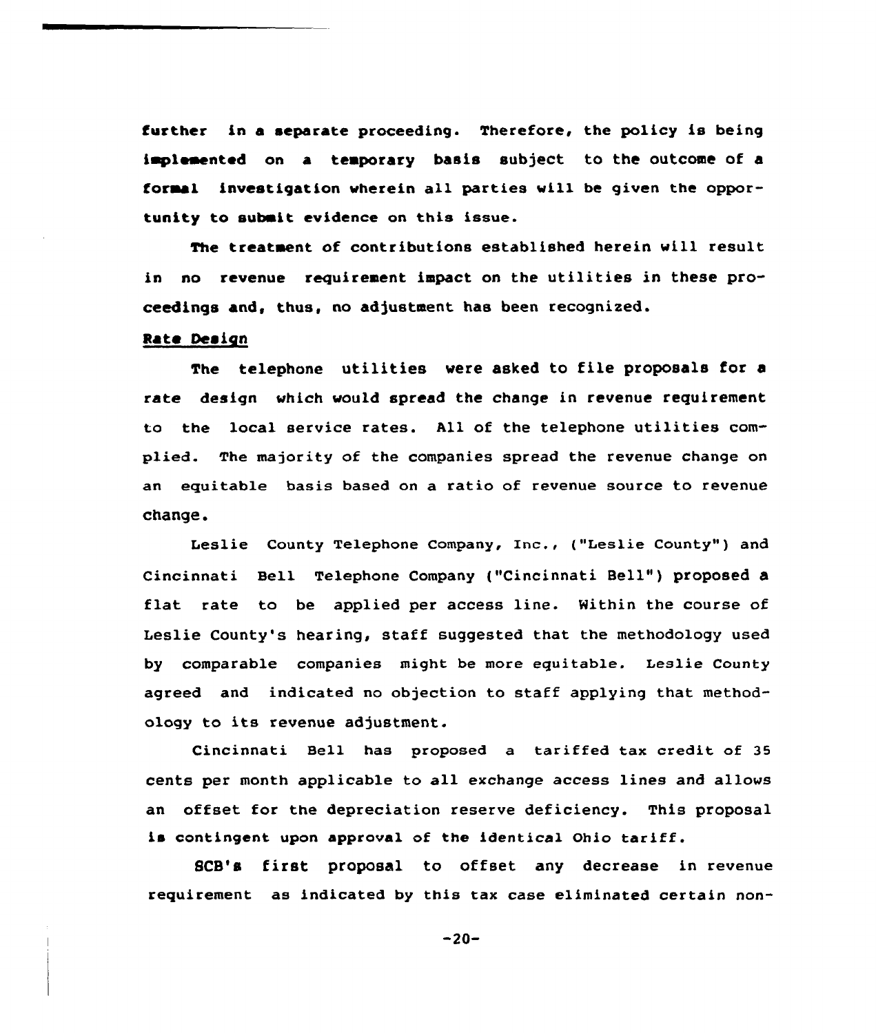further in a separate proceeding. Therefore, the policy is being implemented on a temporary basis subject to the outcome of a formal investigation wherein all parties will be given the opportunity to submit evidence on this issue.

The treatment of contributions established herein will result in no revenue requirement impact on the utilities in these proceedings and, thus, no adjustment has been recognized.

<u>Rate Design</u>

The telephone utilities were asked to file proposals for a rate design which would spread the change in revenue requirement to the local service rates. All of the telephone utilities complied. The majority of the companies spread the revenue change on an equitable basis based on a ratio of revenue source to revenue change.

Leslie County Telephone Company, Inc., ("Leslie County") and Cincinnati Bell Telephone Company ("Cincinnati Bell") proposed a flat rate to be applied per access line. Within the course of Leslie County's hearing, staff suggested that the methodology used by comparable companies might be more equitable. Leslie County agreed and indicated no objection to staff applying that methodology to its revenue adjustment.

Cincinnati Bell has proposed a tariffed tax credit of 35 cents per month applicable to all exchange access lines and allows an offset for the depreciation reserve deficiency. This proposal is contingent upon approval of the identical Ohio tariff.

SCB's first proposal to offset any decrease in revenue requirement as indicated by this tax case eliminated certain non-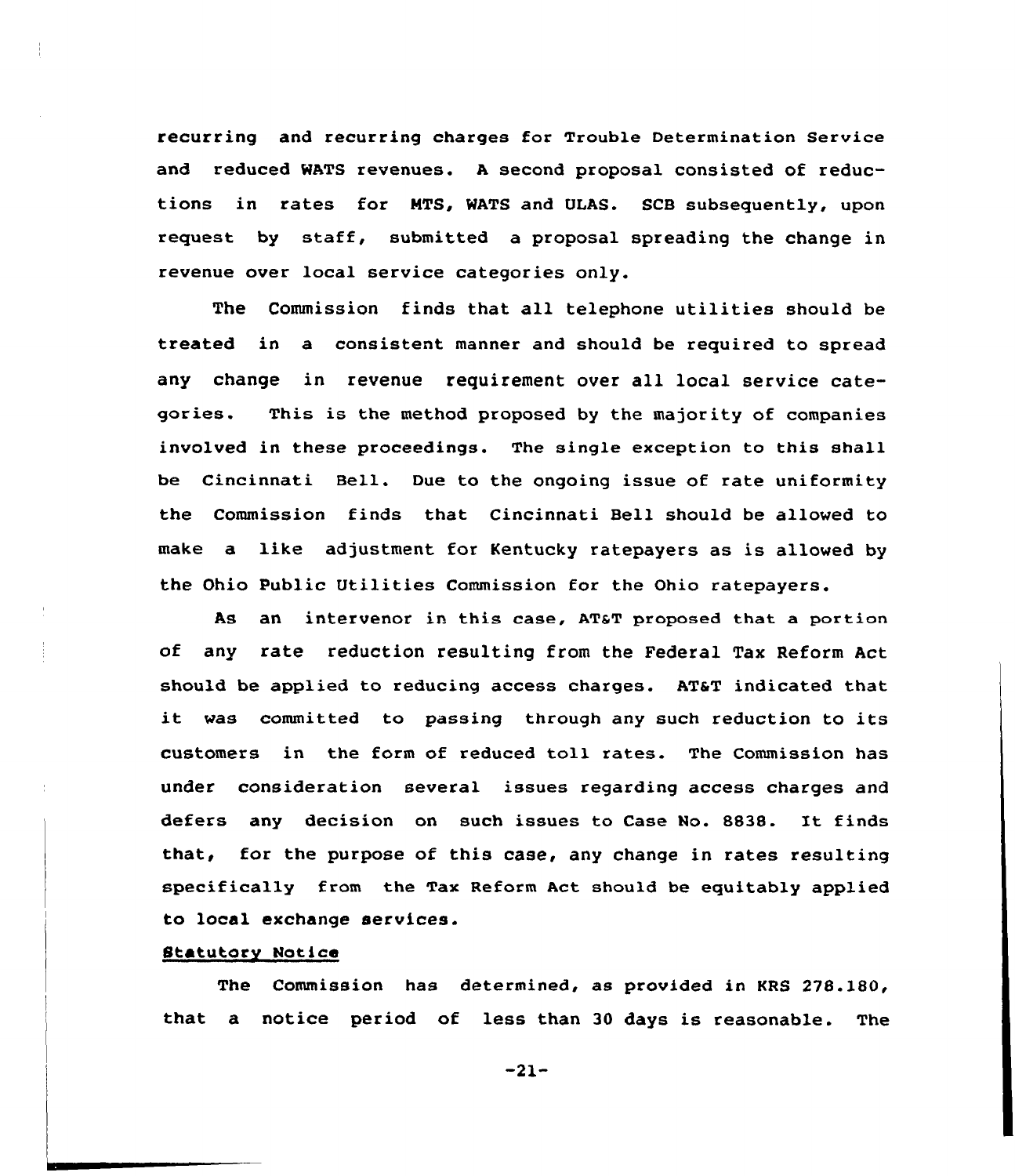recurring and recurring charges for Trouble Determination Service and reduced WATS revenues. A second proposal consisted of reductions in rates for MTS, WATS and ULAS. SCB subsequently, upon request by staff, submitted a proposal spreading the change in revenue over local service categories only.

The Commission finds that all telephone utilities should be treated in a consistent manner and should be required to spread any change in revenue requirement over all local service categories. This is the method proposed by the majority of companies involved in these proceedings. The single exception to this shall be Cincinnati Bell. Due to the ongoing issue of rate uniformity the Commission finds that Cincinnati Bell should be allowed to make a like adjustment for Kentucky ratepayers as is allowed by the Ohio Public Utilities Commission for the Ohio ratepayers.

As an intervenor in this case, AT&T proposed that a portion of any rate reduction resulting from the Federal Tax Reform Act should be applied to reducing access charges. AT&T indicated that it was committed to passing through any such reduction to its customers in the form of reduced toll rates. The Commission has under consideration several issues regarding access charges and defers any decision on such issues to Case No. 8838. It finds that, for the purpose of this case, any change in rates resulting specifically from the Tax Reform Act should be equitably applied to local exchange services.

**Statutory Notice**

The Commission has determined, as provided in KRS 278.180, that a notice period of less than 30 days is reasonable. The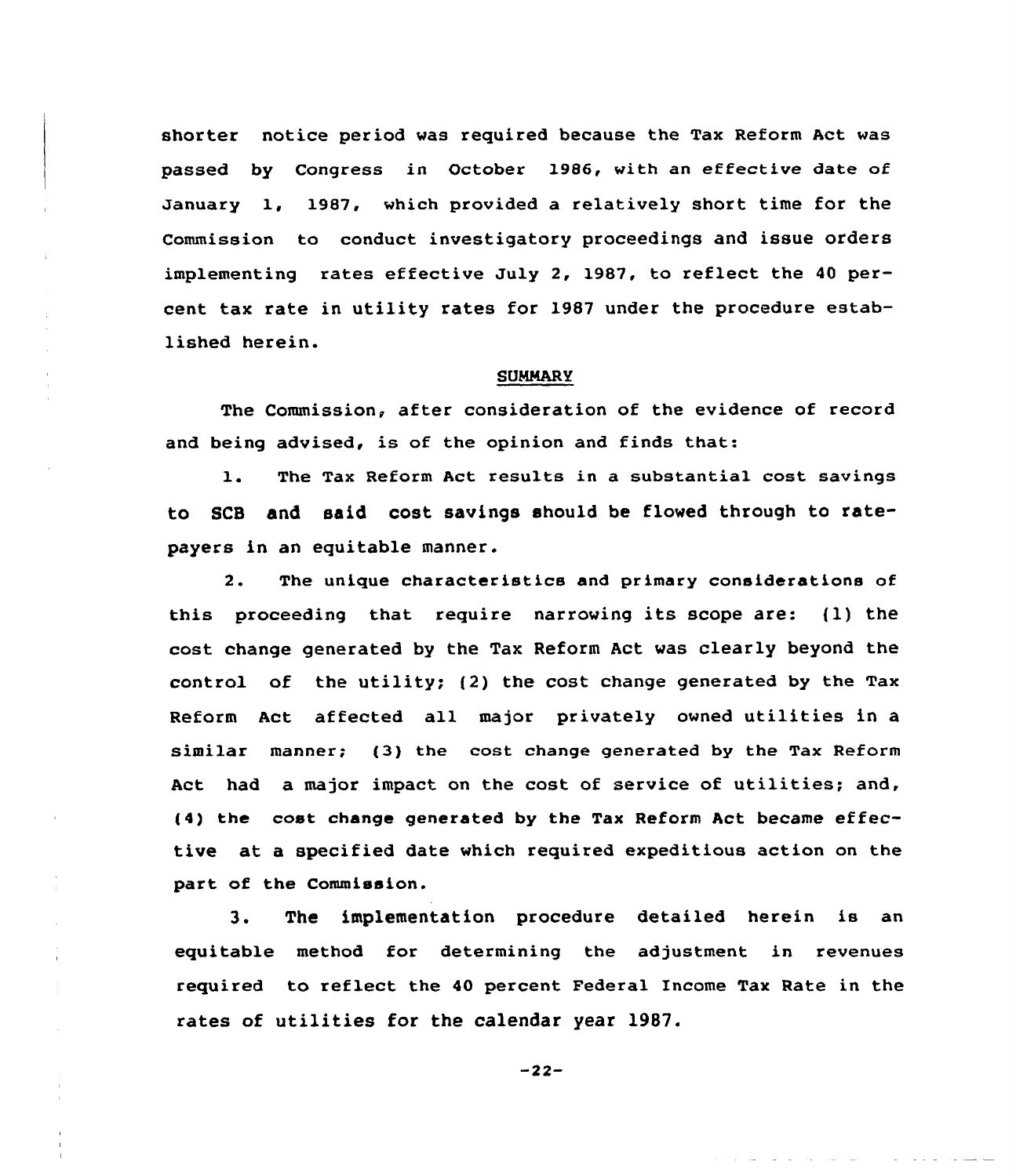shorter notice period was required because the Tax Reform Act was passed by Congress in October 1986, with an effective date of January 1, 1987, which provided a relatively short time for the Commission to conduct investigatory proceedings and issue orders implementing rates effective July 2, 1987, to reflect the 40 percent tax rate in utility rates for 1987 under the procedure established herein.

## SUMMARY

The Commission, after consideration of the evidence of record and being advised, is of the opinion and finds that:

1. The Tax Reform Act results in a substantial cost savings to SCB and said cost savings should be flowed through to ratepayers in an equitable manner.

2. The unique characteristics and primary considerations of this proceeding that require narrowing its scope are: (1) the cost change generated by the Tax Reform Act was clearly beyond the control of the utility; (2) the cost change generated by the Tax Reform Act affected all major privately owned utilities in a similar manner; (3) the cost change generated by the Tax Reform Act had a major impact on the cost of service of utilities; and, (4) the cost change generated by the Tax Reform Act became effective at a specified date which required expeditious action on the part of the Commission.

3. The implementation procedure detailed herein is an equitable method for determining the adjustment in revenues required to reflect the 40 percent Federal Income Tax Rate in the rates of utilities for the calendar year 1987.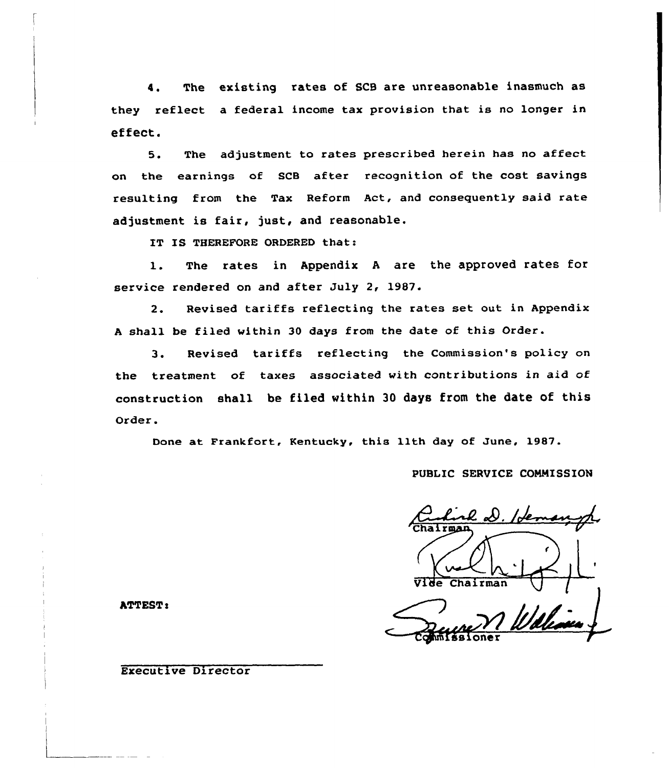4. The existing rates of SCB are unreasonable inasmuch as they reflect a federal income tax provision that is no longer in effect.

5. The adjustment to rates prescribed herein has no affect on the earnings of SCB after recognition of the cost savings resulting from the Tax Reform Act, and consequently said rate adjustment is fair, just, and reasonable.

IT IS THEREFORE ORDERED that:

1. The rates in Appendix A are the approved rates for service rendered on and after July 2, 1987.

2. Revised tariffs reflecting the rates set out in Appendix A shall be filed within 30 days from the date of this Order.

3. Revised tariffs reflecting the Commission's policy on the treatment of taxes associated with contributions in aid of construction shall be filed within 30 days from the date of this Order.

Done at Frankfort, Kentucky, this 11th day of June, 1987.

PUBLIC SERVICE COMMISSION

Chairman

Vice Chairman

Commissioner

ATTEST:

Executive Director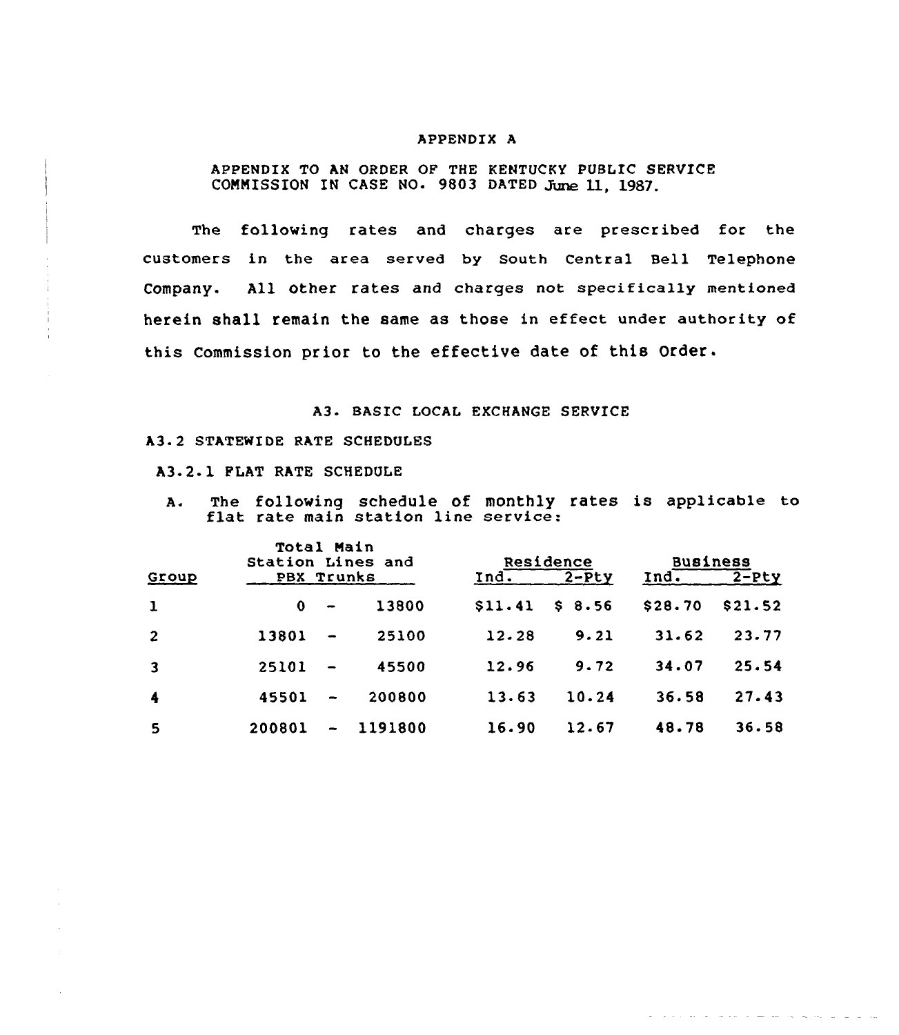APPENDIX A

APPENDIX TO AN ORDER OF THE KENTUCKY PUBLIC SERVICE COMMISSION IN CASE NO. 9803 DATED June 11, 1987.

The following rates and charges are prescribed for the customers in the area served by South Central Bell Telephone Company. All other rates and charges not specifically mentioned herein shall remain the same as those in effect under authority of this Commission prior to the effective date of this Order.

A3. BASIC LOCAL EXCHANGE SERVICE

A3.2 STATEWIDE RATE SCHEDULES

A3.2.1 FLAT RATE SCHEDULE

A. The following schedule of monthly rates is applicable to flat rate main station line service:

| Group | Total Main Station Lines and PBX Trunks | Residence | | Business | |
|---|---|---|---|---|---|
| | | Ind. | 2-Pty | Ind. | 2-Pty |
| 1 | 0 - 13800 | $11.41 | $ 8.56 | $28.70 | $21.52 |
| 2 | 13801 - 25100 | 12.28 | 9.21 | 31.62 | 23.77 |
| 3 | 25101 - 45500 | 12.96 | 9.72 | 34.07 | 25.54 |
| 4 | 45501 - 200800 | 13.63 | 10.24 | 36.58 | 27.43 |
| 5 | 200801 - 1191800 | 16.90 | 12.67 | 48.78 | 36.58 |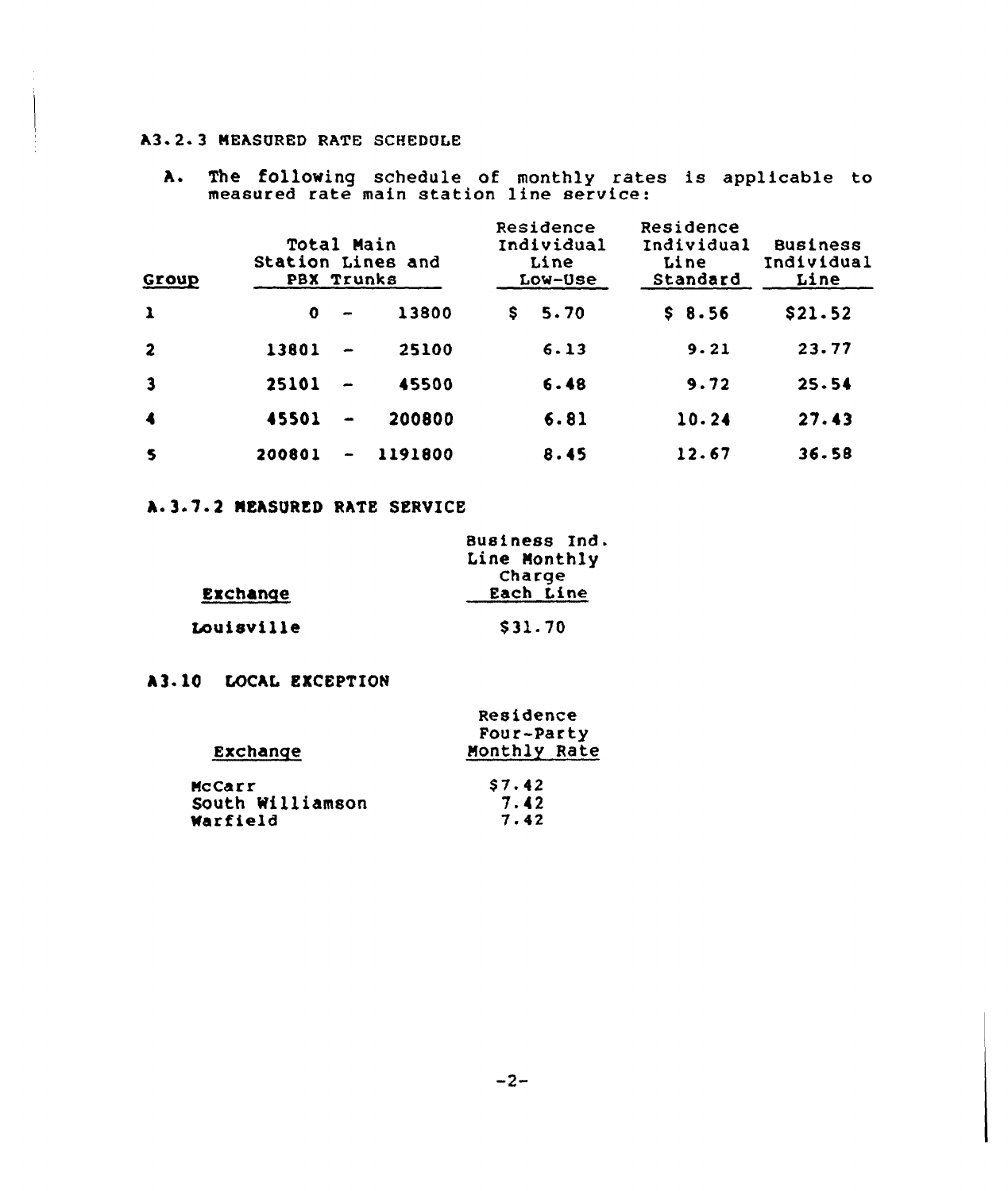A3.2.3 MEASURED RATE SCHEDULE

A. The following schedule of monthly rates is applicable to measured rate main station line service:

| Group | Total Main Station Lines and PBX Trunks | Residence Individual Line Low-Use | Residence Individual Line Standard | Business Individual Line |
|---|---|---|---|---|
| 1 | 0 - 13800 | $ 5.70 | $ 8.56 | $21.52 |
| 2 | 13801 - 25100 | 6.13 | 9.21 | 23.77 |
| 3 | 25101 - 45500 | 6.48 | 9.72 | 25.54 |
| 4 | 45501 - 200800 | 6.81 | 10.24 | 27.43 |
| 5 | 200801 - 1191800 | 8.45 | 12.67 | 36.58 |

A.3.7.2 MEASURED RATE SERVICE

| Exchange | Business Ind. Line Monthly Charge Each Line |
|---|---|
| Louisville | $31.70 |

A3.10 LOCAL EXCEPTION

| Exchange | Residence Four-Party Monthly Rate |
|---|---|
| McCarr | $7.42 |
| South Williamson | 7.42 |
| Warfield | 7.42 |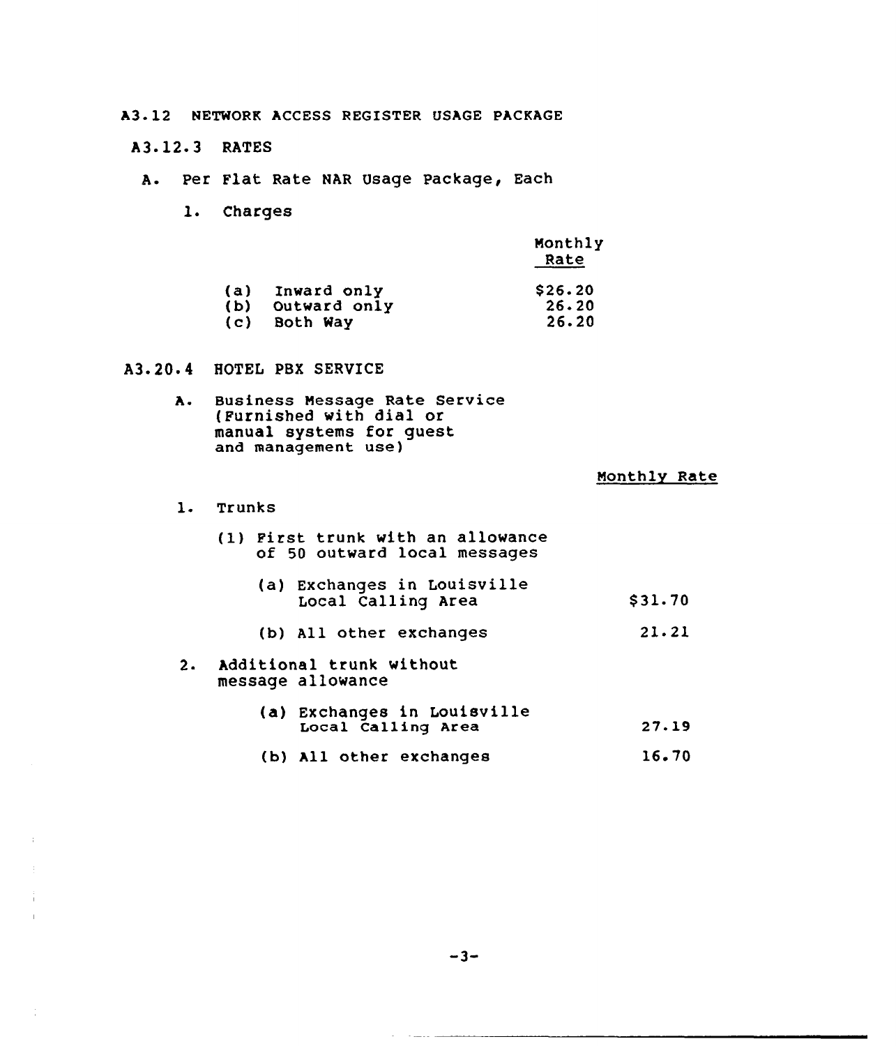A3.12 NETWORK ACCESS REGISTER USAGE PACKAGE

A3.12.3 RATES

A. Per Flat Rate NAR Usage Package, Each

1. Charges

| | Monthly Rate |
|---|---|
| (a) Inward only | $26.20 |
| (b) Outward only | 26.20 |
| (c) Both Way | 26.20 |

A3.20.4 HOTEL PBX SERVICE

A. Business Message Rate Service (Furnished with dial or manual systems for guest and management use)

| | Monthly Rate |
|---|---|
| 1. Trunks | |
| (1) First trunk with an allowance of 50 outward local messages | |
| (a) Exchanges in Louisville Local Calling Area | $31.70 |
| (b) All other exchanges | 21.21 |
| 2. Additional trunk without message allowance | |
| (a) Exchanges in Louisville Local Calling Area | 27.19 |
| (b) All other exchanges | 16.70 |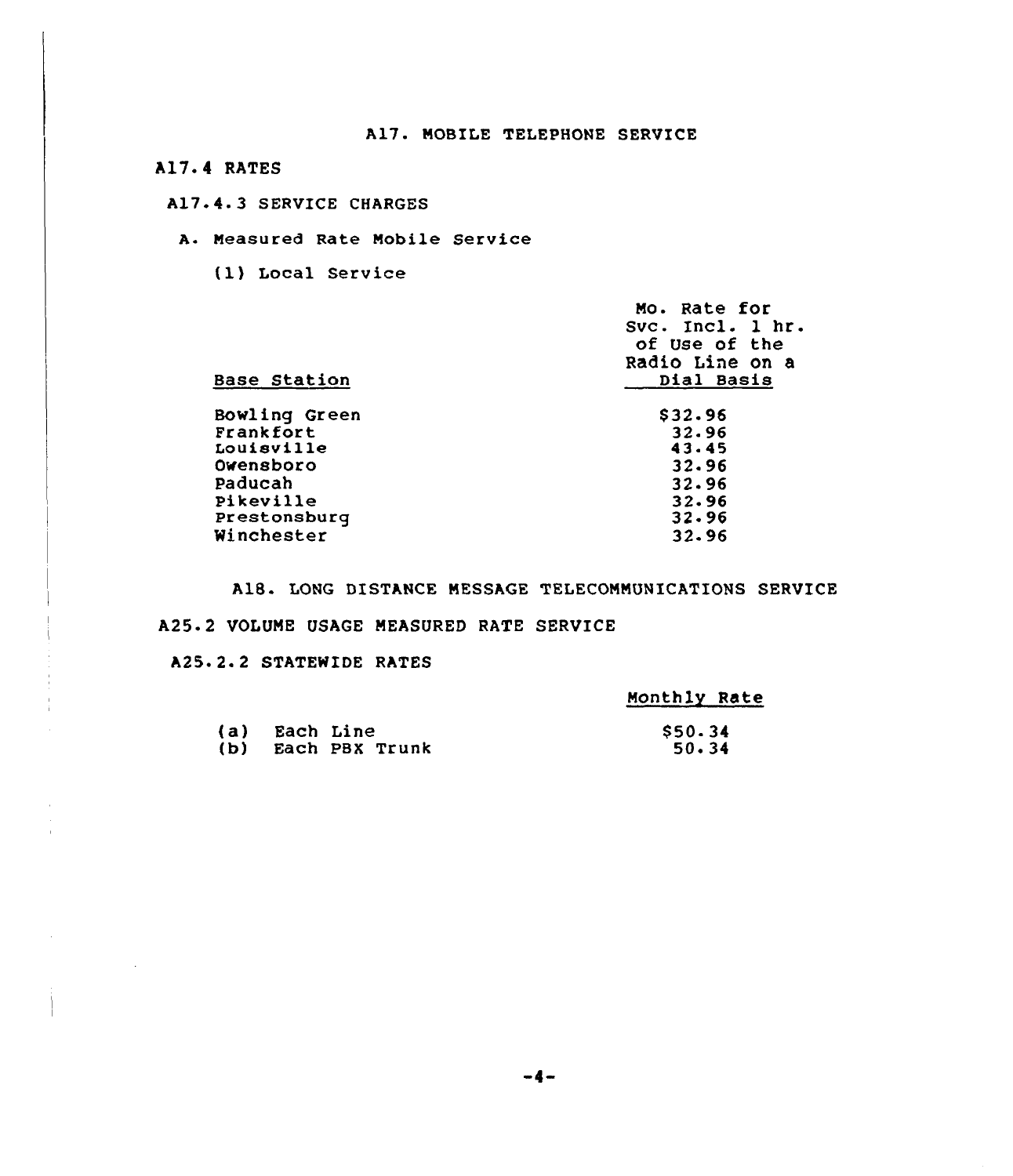# A17. MOBILE TELEPHONE SERVICE

## A17.4 RATES

### A17.4.3 SERVICE CHARGES

A. Measured Rate Mobile Service

(1) Local Service

| Base Station | Mo. Rate for Svc. Incl. 1 hr. of Use of the Radio Line on a Dial Basis |
|---|---|
| Bowling Green | $32.96 |
| Frankfort | 32.96 |
| Louisville | 43.45 |
| Owensboro | 32.96 |
| Paducah | 32.96 |
| Pikeville | 32.96 |
| Prestonsburg | 32.96 |
| Winchester | 32.96 |

# A18. LONG DISTANCE MESSAGE TELECOMMUNICATIONS SERVICE

## A25.2 VOLUME USAGE MEASURED RATE SERVICE

### A25.2.2 STATEWIDE RATES

| | Monthly Rate |
|---|---|
| (a) Each Line | $50.34 |
| (b) Each PBX Trunk | 50.34 |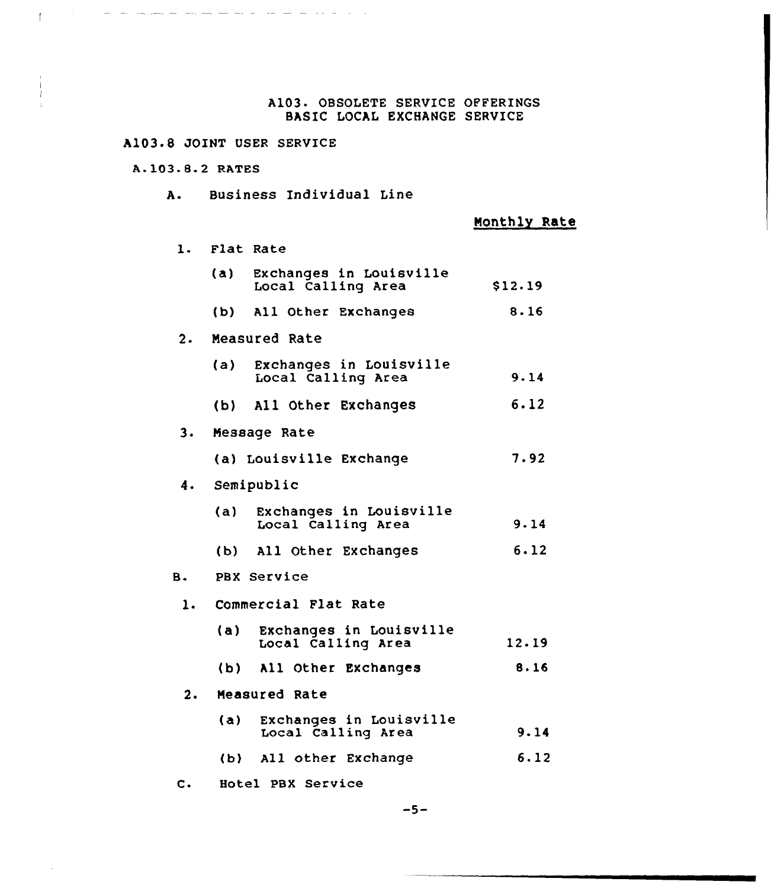A103. OBSOLETE SERVICE OFFERINGS
BASIC LOCAL EXCHANGE SERVICE

A103.8 JOINT USER SERVICE

A.103.8.2 RATES

A. Business Individual Line

| | Monthly Rate |
|---|---|
| 1. Flat Rate | |
| (a) Exchanges in Louisville Local Calling Area | $12.19 |
| (b) All Other Exchanges | 8.16 |
| 2. Measured Rate | |
| (a) Exchanges in Louisville Local Calling Area | 9.14 |
| (b) All Other Exchanges | 6.12 |
| 3. Message Rate | |
| (a) Louisville Exchange | 7.92 |
| 4. Semipublic | |
| (a) Exchanges in Louisville Local Calling Area | 9.14 |
| (b) All Other Exchanges | 6.12 |
| **B. PBX Service** | |
| 1. Commercial Flat Rate | |
| (a) Exchanges in Louisville Local Calling Area | 12.19 |
| (b) All Other Exchanges | 8.16 |
| 2. Measured Rate | |
| (a) Exchanges in Louisville Local Calling Area | 9.14 |
| (b) All other Exchange | 6.12 |

C. Hotel PBX Service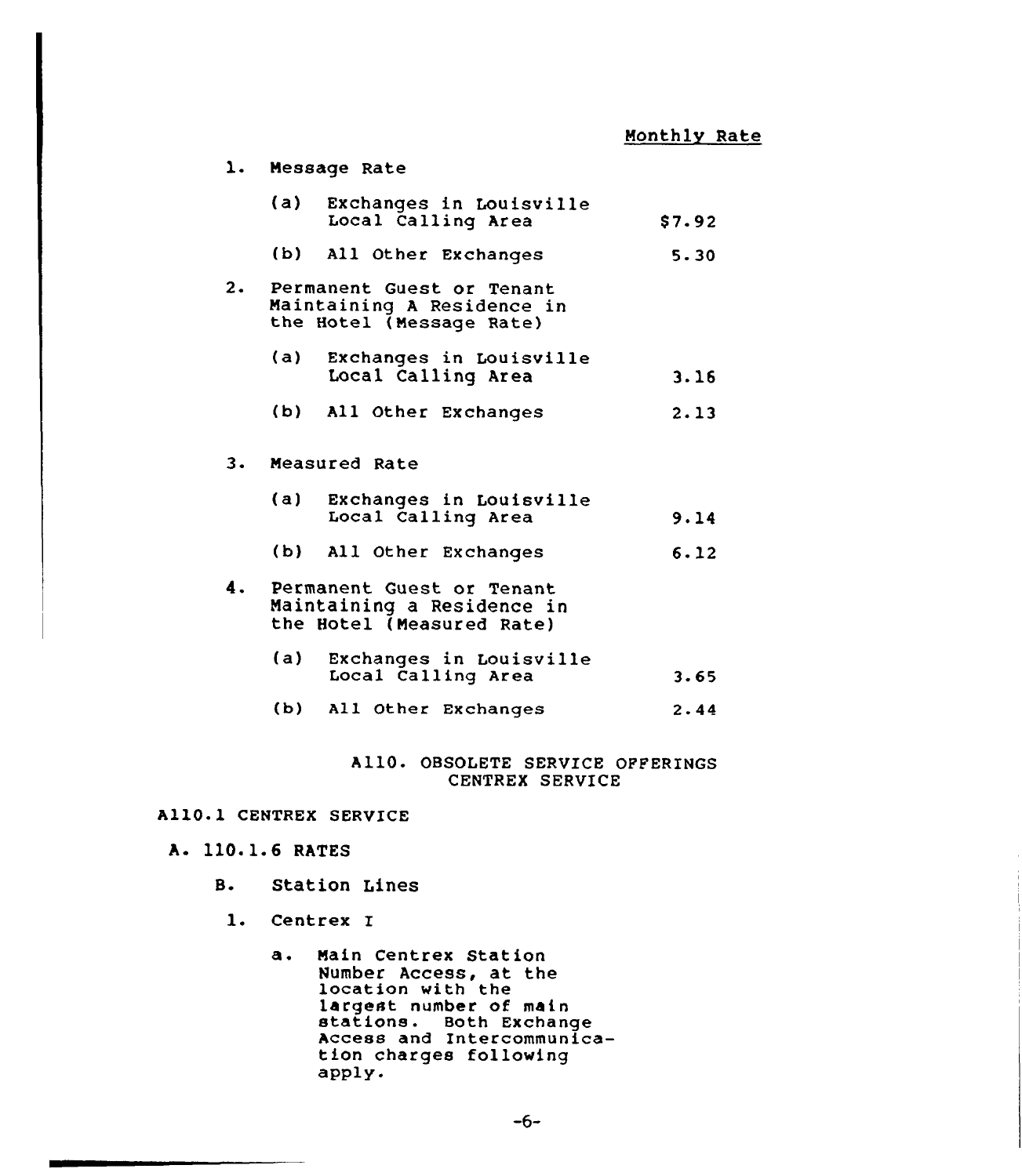| | Monthly Rate |
|---|---|
| 1. Message Rate | |
| (a) Exchanges in Louisville Local Calling Area | $7.92 |
| (b) All Other Exchanges | 5.30 |
| 2. Permanent Guest or Tenant Maintaining A Residence in the Hotel (Message Rate) | |
| (a) Exchanges in Louisville Local Calling Area | 3.16 |
| (b) All Other Exchanges | 2.13 |
| 3. Measured Rate | |
| (a) Exchanges in Louisville Local Calling Area | 9.14 |
| (b) All Other Exchanges | 6.12 |
| 4. Permanent Guest or Tenant Maintaining a Residence in the Hotel (Measured Rate) | |
| (a) Exchanges in Louisville Local Calling Area | 3.65 |
| (b) All Other Exchanges | 2.44 |

A110. OBSOLETE SERVICE OFFERINGS
CENTREX SERVICE

A110.1 CENTREX SERVICE

A. 110.1.6 RATES

B. Station Lines

1. Centrex I

a. Main Centrex Station Number Access, at the location with the largest number of main stations. Both Exchange Access and Intercommunication charges following apply.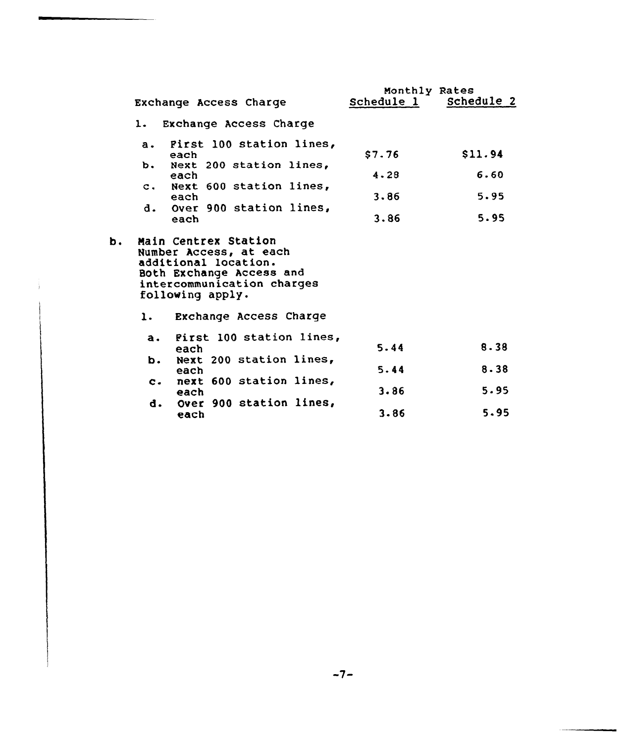| Exchange Access Charge | Monthly Rates Schedule 1 | Schedule 2 |
|---|---|---|
| 1. Exchange Access Charge | | |
| a. First 100 station lines, each | $7.76 | $11.94 |
| b. Next 200 station lines, each | 4.28 | 6.60 |
| c. Next 600 station lines, each | 3.86 | 5.95 |
| d. Over 900 station lines, each | 3.86 | 5.95 |

b. Main Centrex Station Number Access, at each additional location. Both Exchange Access and intercommunication charges following apply.

| | | |
|---|---|---|
| 1. Exchange Access Charge | | |
| a. First 100 station lines, each | 5.44 | 8.38 |
| b. Next 200 station lines, each | 5.44 | 8.38 |
| c. next 600 station lines, each | 3.86 | 5.95 |
| d. Over 900 station lines, each | 3.86 | 5.95 |